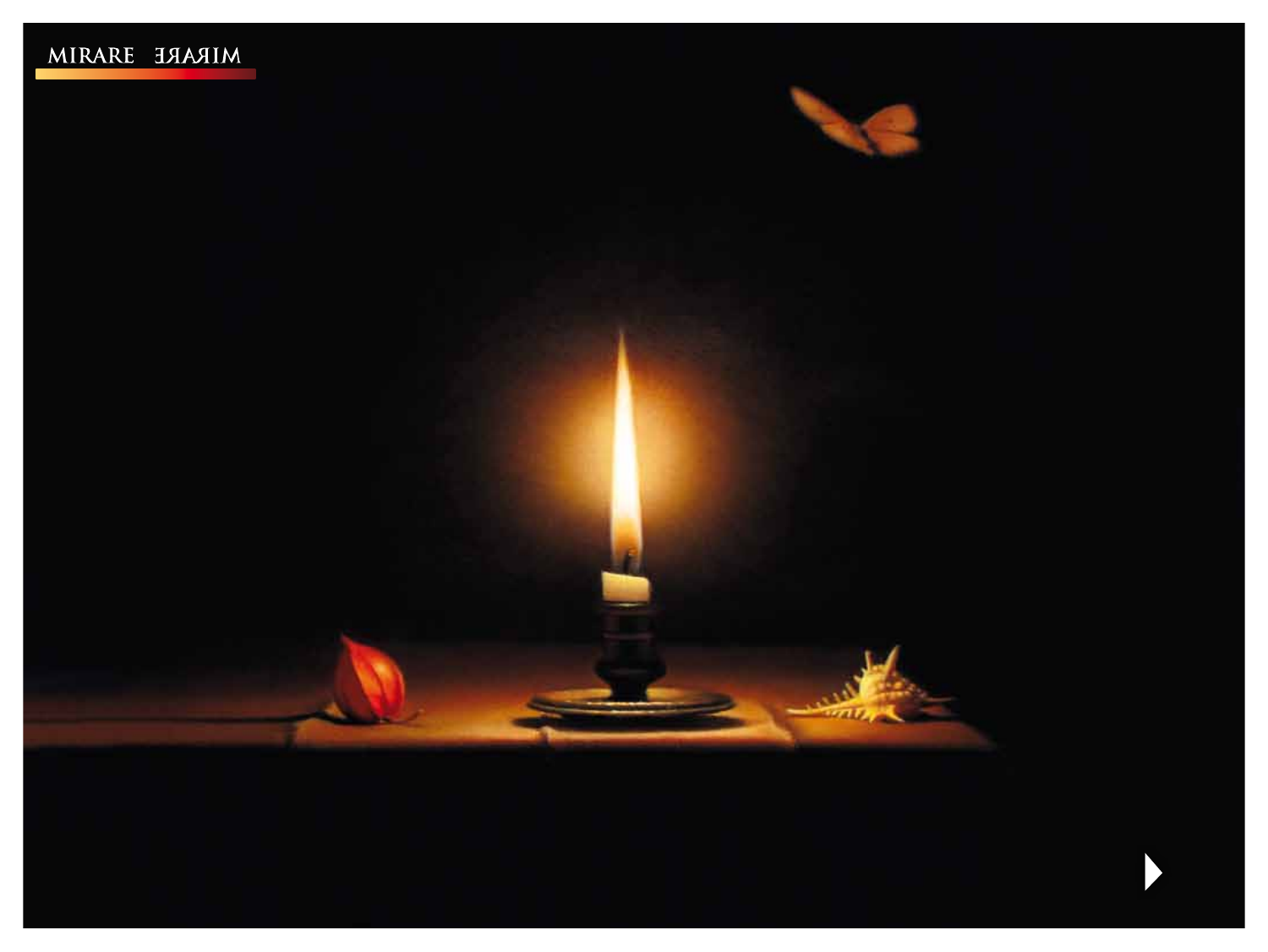MIRARE MIRARE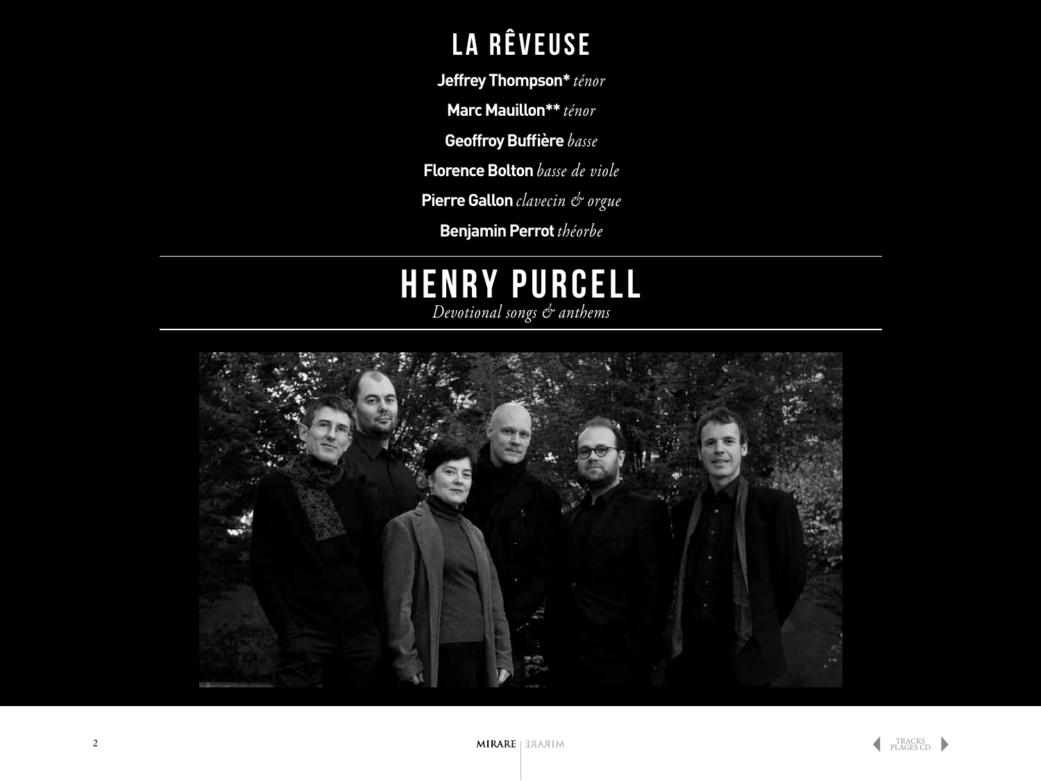# LA RÊVEUSE

**Jeffrey Thompson*** *ténor*

**Marc Mauillon**** *ténor*

**Geoffroy Buffière** *basse*

**Florence Bolton** *basse de viole*

**Pierre Gallon** *clavecin & orgue*

**Benjamin Perrot** *théorbe*

---

# HENRY PURCELL

*Devotional songs & anthems*

---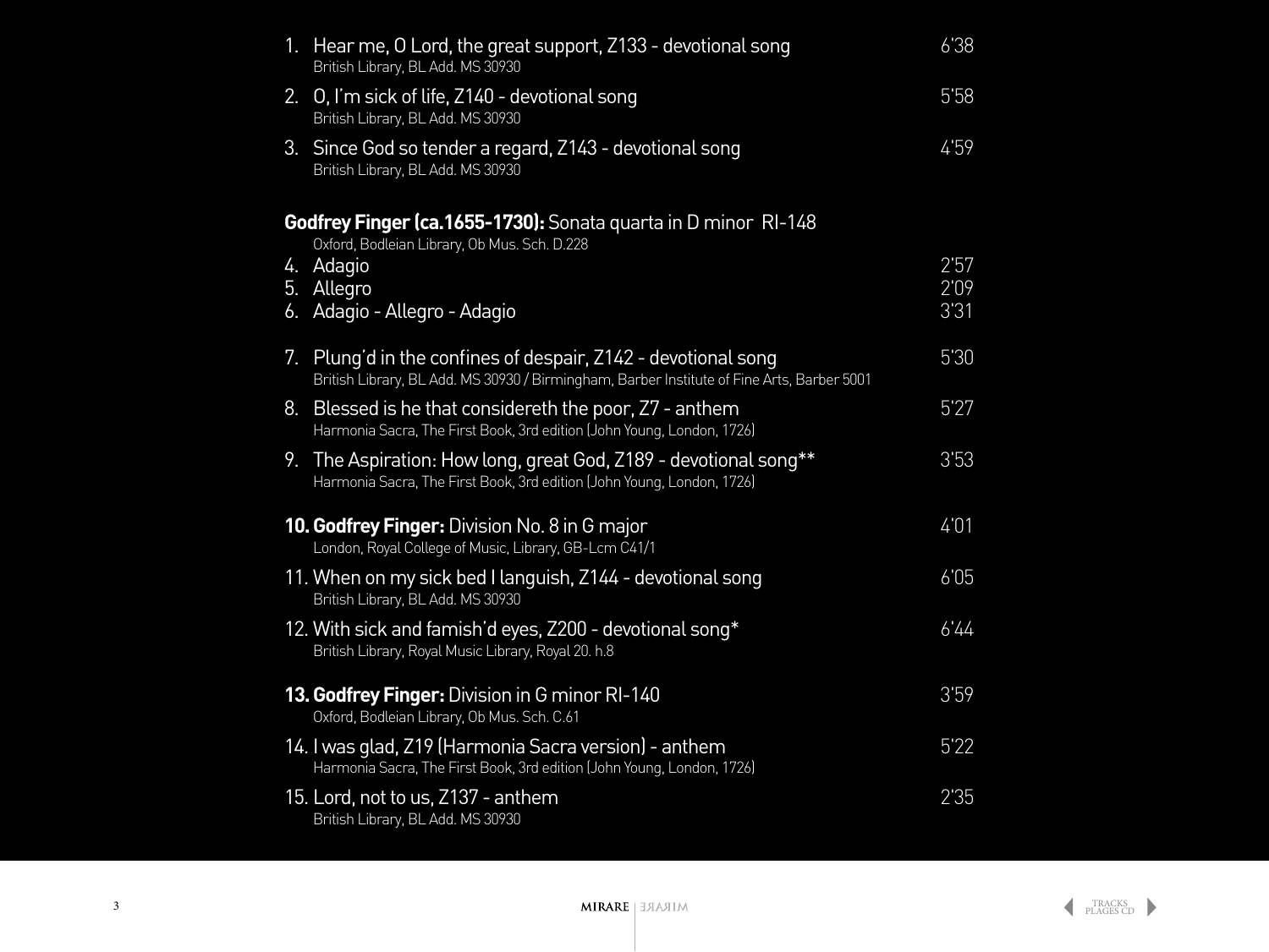1. Hear me, O Lord, the great support, Z133 - devotional song — 6'38
   British Library, BL Add. MS 30930
2. O, I'm sick of life, Z140 - devotional song — 5'58
   British Library, BL Add. MS 30930
3. Since God so tender a regard, Z143 - devotional song — 4'59
   British Library, BL Add. MS 30930

**Godfrey Finger (ca.1655-1730):** Sonata quarta in D minor RI-148
Oxford, Bodleian Library, Ob Mus. Sch. D.228

4. Adagio — 2'57
5. Allegro — 2'09
6. Adagio - Allegro - Adagio — 3'31

7. Plung'd in the confines of despair, Z142 - devotional song — 5'30
   British Library, BL Add. MS 30930 / Birmingham, Barber Institute of Fine Arts, Barber 5001
8. Blessed is he that considereth the poor, Z7 - anthem — 5'27
   Harmonia Sacra, The First Book, 3rd edition (John Young, London, 1726)
9. The Aspiration: How long, great God, Z189 - devotional song** — 3'53
   Harmonia Sacra, The First Book, 3rd edition (John Young, London, 1726)

10. **Godfrey Finger:** Division No. 8 in G major — 4'01
    London, Royal College of Music, Library, GB-Lcm C41/1
11. When on my sick bed I languish, Z144 - devotional song — 6'05
    British Library, BL Add. MS 30930
12. With sick and famish'd eyes, Z200 - devotional song* — 6'44
    British Library, Royal Music Library, Royal 20. h.8

13. **Godfrey Finger:** Division in G minor RI-140 — 3'59
    Oxford, Bodleian Library, Ob Mus. Sch. C.61
14. I was glad, Z19 (Harmonia Sacra version) - anthem — 5'22
    Harmonia Sacra, The First Book, 3rd edition (John Young, London, 1726)
15. Lord, not to us, Z137 - anthem — 2'35
    British Library, BL Add. MS 30930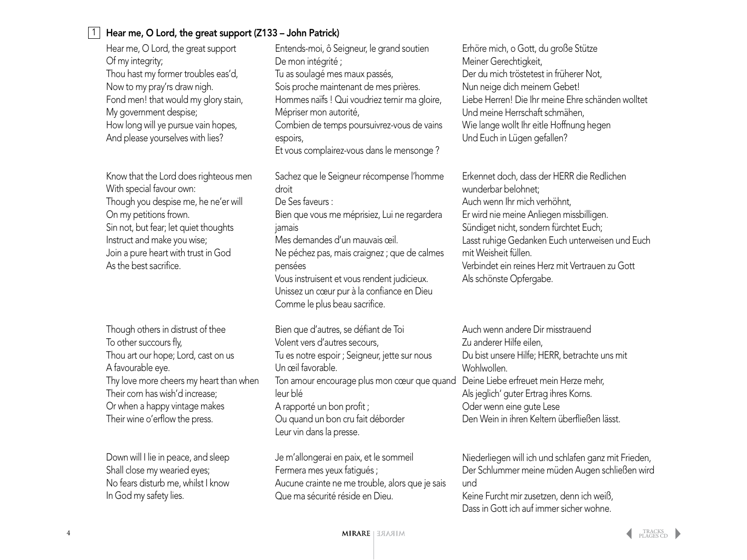## 1 Hear me, O Lord, the great support (Z133 – John Patrick)

Hear me, O Lord, the great support
Of my integrity;
Thou hast my former troubles eas'd,
Now to my pray'rs draw nigh.
Fond men! that would my glory stain,
My government despise;
How long will ye pursue vain hopes,
And please yourselves with lies?

Know that the Lord does righteous men
With special favour own:
Though you despise me, he ne'er will
On my petitions frown.
Sin not, but fear; let quiet thoughts
Instruct and make you wise;
Join a pure heart with trust in God
As the best sacrifice.

Though others in distrust of thee
To other succours fly,
Thou art our hope; Lord, cast on us
A favourable eye.
Thy love more cheers my heart than when
Their corn has wish'd increase;
Or when a happy vintage makes
Their wine o'erflow the press.

Down will I lie in peace, and sleep
Shall close my wearied eyes;
No fears disturb me, whilst I know
In God my safety lies.

Entends-moi, ô Seigneur, le grand soutien
De mon intégrité ;
Tu as soulagé mes maux passés,
Sois proche maintenant de mes prières.
Hommes naïfs ! Qui voudriez ternir ma gloire,
Mépriser mon autorité,
Combien de temps poursuivrez-vous de vains espoirs,
Et vous complairez-vous dans le mensonge ?

Sachez que le Seigneur récompense l'homme droit
De Ses faveurs :
Bien que vous me méprisiez, Lui ne regardera jamais
Mes demandes d'un mauvais œil.
Ne péchez pas, mais craignez ; que de calmes pensées
Vous instruisent et vous rendent judicieux.
Unissez un cœur pur à la confiance en Dieu
Comme le plus beau sacrifice.

Bien que d'autres, se défiant de Toi
Volent vers d'autres secours,
Tu es notre espoir ; Seigneur, jette sur nous
Un œil favorable.
Ton amour encourage plus mon cœur que quand leur blé
A rapporté un bon profit ;
Ou quand un bon cru fait déborder
Leur vin dans la presse.

Je m'allongerai en paix, et le sommeil
Fermera mes yeux fatigués ;
Aucune crainte ne me trouble, alors que je sais
Que ma sécurité réside en Dieu.

Erhöre mich, o Gott, du große Stütze
Meiner Gerechtigkeit,
Der du mich tröstetest in früherer Not,
Nun neige dich meinem Gebet!
Liebe Herren! Die Ihr meine Ehre schänden wolltet
Und meine Herrschaft schmähen,
Wie lange wollt Ihr eitle Hoffnung hegen
Und Euch in Lügen gefallen?

Erkennet doch, dass der HERR die Redlichen wunderbar belohnet;
Auch wenn Ihr mich verhöhnt,
Er wird nie meine Anliegen missbilligen.
Sündiget nicht, sondern fürchtet Euch;
Lasst ruhige Gedanken Euch unterweisen und Euch mit Weisheit füllen.
Verbindet ein reines Herz mit Vertrauen zu Gott
Als schönste Opfergabe.

Auch wenn andere Dir misstrauend
Zu anderer Hilfe eilen,
Du bist unsere Hilfe; HERR, betrachte uns mit Wohlwollen.
Deine Liebe erfreuet mein Herze mehr,
Als jeglich' guter Ertrag ihres Korns.
Oder wenn eine gute Lese
Den Wein in ihren Keltern überfließen lässt.

Niederliegen will ich und schlafen ganz mit Frieden,
Der Schlummer meine müden Augen schließen wird und
Keine Furcht mir zusetzen, denn ich weiß,
Dass in Gott ich auf immer sicher wohne.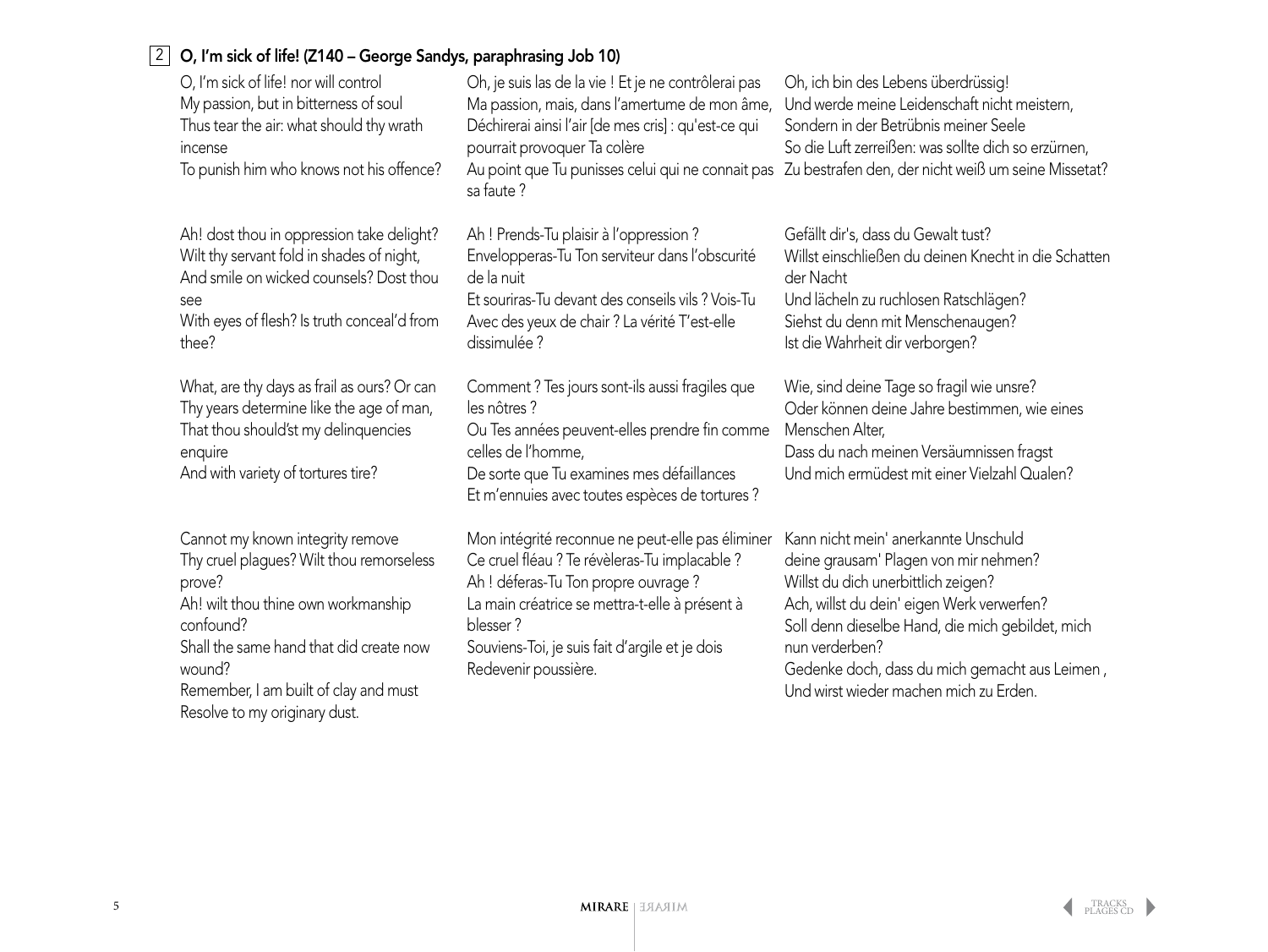## 2 O, I'm sick of life! (Z140 – George Sandys, paraphrasing Job 10)

O, I'm sick of life! nor will control
My passion, but in bitterness of soul
Thus tear the air: what should thy wrath incense
To punish him who knows not his offence?

Ah! dost thou in oppression take delight?
Wilt thy servant fold in shades of night,
And smile on wicked counsels? Dost thou see
With eyes of flesh? Is truth conceal'd from thee?

What, are thy days as frail as ours? Or can
Thy years determine like the age of man,
That thou should'st my delinquencies enquire
And with variety of tortures tire?

Cannot my known integrity remove
Thy cruel plagues? Wilt thou remorseless prove?
Ah! wilt thou thine own workmanship confound?
Shall the same hand that did create now wound?
Remember, I am built of clay and must
Resolve to my originary dust.

Oh, je suis las de la vie ! Et je ne contrôlerai pas
Ma passion, mais, dans l'amertume de mon âme,
Déchirerai ainsi l'air [de mes cris] : qu'est-ce qui pourrait provoquer Ta colère
Au point que Tu punisses celui qui ne connait pas sa faute ?

Ah ! Prends-Tu plaisir à l'oppression ?
Envelopperas-Tu Ton serviteur dans l'obscurité de la nuit
Et souriras-Tu devant des conseils vils ? Vois-Tu
Avec des yeux de chair ? La vérité T'est-elle dissimulée ?

Comment ? Tes jours sont-ils aussi fragiles que les nôtres ?
Ou Tes années peuvent-elles prendre fin comme celles de l'homme,
De sorte que Tu examines mes défaillances
Et m'ennuies avec toutes espèces de tortures ?

Mon intégrité reconnue ne peut-elle pas éliminer
Ce cruel fléau ? Te révèleras-Tu implacable ?
Ah ! déferas-Tu Ton propre ouvrage ?
La main créatrice se mettra-t-elle à présent à blesser ?
Souviens-Toi, je suis fait d'argile et je dois
Redevenir poussière.

Oh, ich bin des Lebens überdrüssig!
Und werde meine Leidenschaft nicht meistern,
Sondern in der Betrübnis meiner Seele
So die Luft zerreißen: was sollte dich so erzürnen,
Zu bestrafen den, der nicht weiß um seine Missetat?

Gefällt dir's, dass du Gewalt tust?
Willst einschließen du deinen Knecht in die Schatten der Nacht
Und lächeln zu ruchlosen Ratschlägen?
Siehst du denn mit Menschenaugen?
Ist die Wahrheit dir verborgen?

Wie, sind deine Tage so fragil wie unsre?
Oder können deine Jahre bestimmen, wie eines Menschen Alter,
Dass du nach meinen Versäumnissen fragst
Und mich ermüdest mit einer Vielzahl Qualen?

Kann nicht mein' anerkannte Unschuld
deine grausam' Plagen von mir nehmen?
Willst du dich unerbittlich zeigen?
Ach, willst du dein' eigen Werk verwerfen?
Soll denn dieselbe Hand, die mich gebildet, mich nun verderben?
Gedenke doch, dass du mich gemacht aus Leimen ,
Und wirst wieder machen mich zu Erden.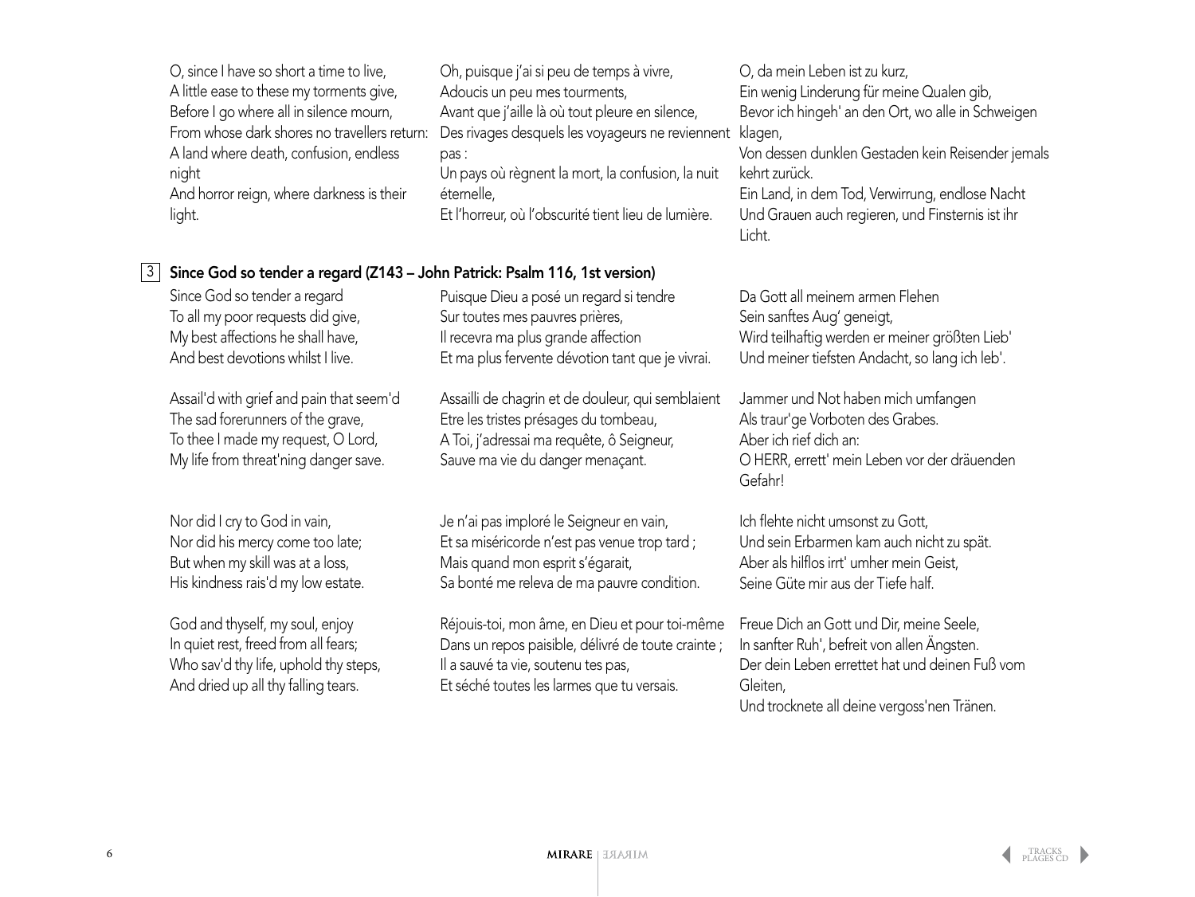O, since I have so short a time to live,
A little ease to these my torments give,
Before I go where all in silence mourn,
From whose dark shores no travellers return:
A land where death, confusion, endless night
And horror reign, where darkness is their light.

Oh, puisque j'ai si peu de temps à vivre,
Adoucis un peu mes tourments,
Avant que j'aille là où tout pleure en silence,
Des rivages desquels les voyageurs ne reviennent pas :
Un pays où règnent la mort, la confusion, la nuit éternelle,
Et l'horreur, où l'obscurité tient lieu de lumière.

O, da mein Leben ist zu kurz,
Ein wenig Linderung für meine Qualen gib,
Bevor ich hingeh' an den Ort, wo alle in Schweigen klagen,
Von dessen dunklen Gestaden kein Reisender jemals kehrt zurück.
Ein Land, in dem Tod, Verwirrung, endlose Nacht
Und Grauen auch regieren, und Finsternis ist ihr Licht.

## 3 Since God so tender a regard (Z143 – John Patrick: Psalm 116, 1st version)

Since God so tender a regard
To all my poor requests did give,
My best affections he shall have,
And best devotions whilst I live.

Assail'd with grief and pain that seem'd
The sad forerunners of the grave,
To thee I made my request, O Lord,
My life from threat'ning danger save.

Nor did I cry to God in vain,
Nor did his mercy come too late;
But when my skill was at a loss,
His kindness rais'd my low estate.

God and thyself, my soul, enjoy
In quiet rest, freed from all fears;
Who sav'd thy life, uphold thy steps,
And dried up all thy falling tears.

Puisque Dieu a posé un regard si tendre
Sur toutes mes pauvres prières,
Il recevra ma plus grande affection
Et ma plus fervente dévotion tant que je vivrai.

Assailli de chagrin et de douleur, qui semblaient
Etre les tristes présages du tombeau,
A Toi, j'adressai ma requête, ô Seigneur,
Sauve ma vie du danger menaçant.

Je n'ai pas imploré le Seigneur en vain,
Et sa miséricorde n'est pas venue trop tard ;
Mais quand mon esprit s'égarait,
Sa bonté me releva de ma pauvre condition.

Réjouis-toi, mon âme, en Dieu et pour toi-même
Dans un repos paisible, délivré de toute crainte ;
Il a sauvé ta vie, soutenu tes pas,
Et séché toutes les larmes que tu versais.

Da Gott all meinem armen Flehen
Sein sanftes Aug' geneigt,
Wird teilhaftig werden er meiner größten Lieb'
Und meiner tiefsten Andacht, so lang ich leb'.

Jammer und Not haben mich umfangen
Als traur'ge Vorboten des Grabes.
Aber ich rief dich an:
O HERR, errett' mein Leben vor der dräuenden Gefahr!

Ich flehte nicht umsonst zu Gott,
Und sein Erbarmen kam auch nicht zu spät.
Aber als hilflos irrt' umher mein Geist,
Seine Güte mir aus der Tiefe half.

Freue Dich an Gott und Dir, meine Seele,
In sanfter Ruh', befreit von allen Ängsten.
Der dein Leben errettet hat und deinen Fuß vom Gleiten,
Und trocknete all deine vergoss'nen Tränen.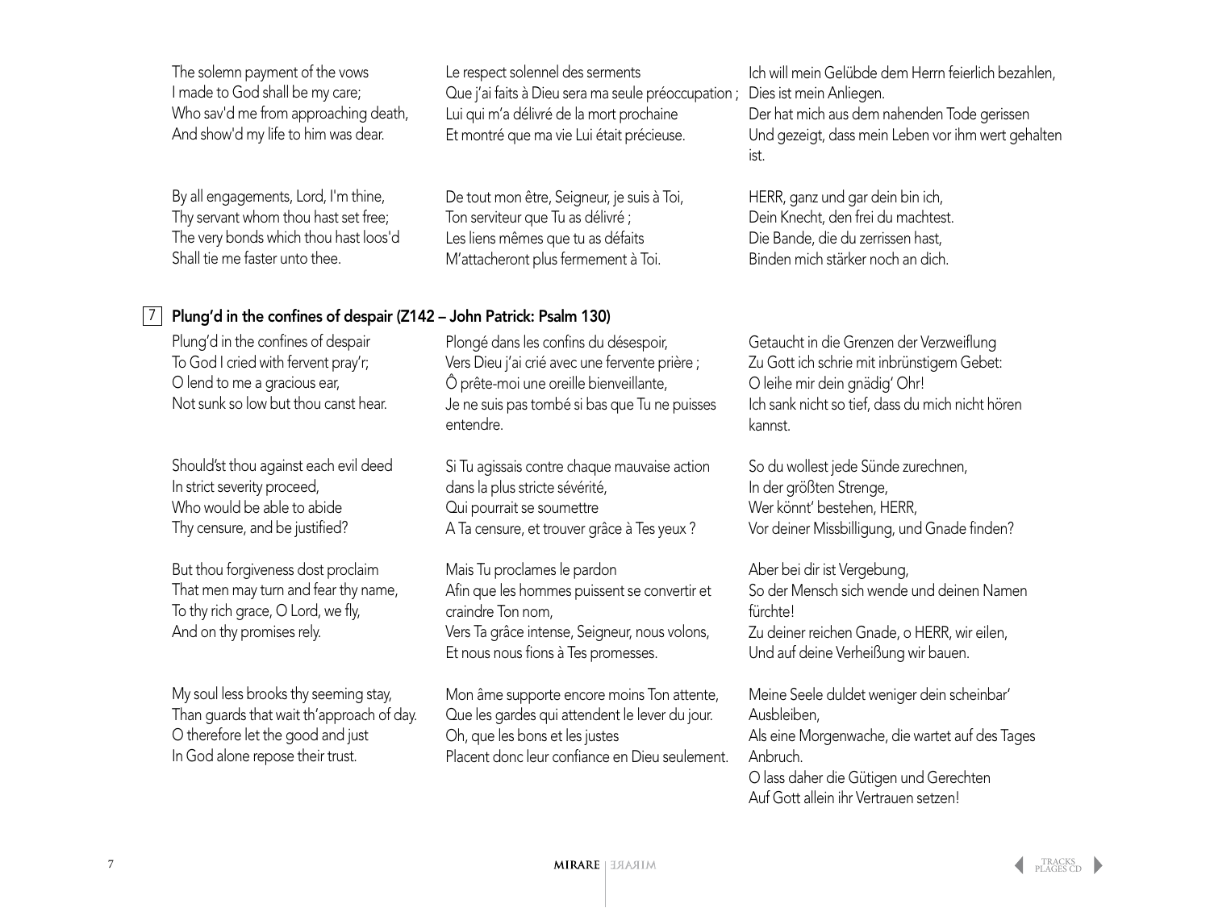The solemn payment of the vows
I made to God shall be my care;
Who sav'd me from approaching death,
And show'd my life to him was dear.

By all engagements, Lord, I'm thine,
Thy servant whom thou hast set free;
The very bonds which thou hast loos'd
Shall tie me faster unto thee.

Le respect solennel des serments
Que j'ai faits à Dieu sera ma seule préoccupation ;
Lui qui m'a délivré de la mort prochaine
Et montré que ma vie Lui était précieuse.

De tout mon être, Seigneur, je suis à Toi,
Ton serviteur que Tu as délivré ;
Les liens mêmes que tu as défaits
M'attacheront plus fermement à Toi.

Ich will mein Gelübde dem Herrn feierlich bezahlen,
Dies ist mein Anliegen.
Der hat mich aus dem nahenden Tode gerissen
Und gezeigt, dass mein Leben vor ihm wert gehalten ist.

HERR, ganz und gar dein bin ich,
Dein Knecht, den frei du machtest.
Die Bande, die du zerrissen hast,
Binden mich stärker noch an dich.

## 7 Plung'd in the confines of despair (Z142 – John Patrick: Psalm 130)

Plung'd in the confines of despair
To God I cried with fervent pray'r;
O lend to me a gracious ear,
Not sunk so low but thou canst hear.

Should'st thou against each evil deed
In strict severity proceed,
Who would be able to abide
Thy censure, and be justified?

But thou forgiveness dost proclaim
That men may turn and fear thy name,
To thy rich grace, O Lord, we fly,
And on thy promises rely.

My soul less brooks thy seeming stay,
Than guards that wait th'approach of day.
O therefore let the good and just
In God alone repose their trust.

Plongé dans les confins du désespoir,
Vers Dieu j'ai crié avec une fervente prière ;
Ô prête-moi une oreille bienveillante,
Je ne suis pas tombé si bas que Tu ne puisses entendre.

Si Tu agissais contre chaque mauvaise action
dans la plus stricte sévérité,
Qui pourrait se soumettre
A Ta censure, et trouver grâce à Tes yeux ?

Mais Tu proclames le pardon
Afin que les hommes puissent se convertir et craindre Ton nom,
Vers Ta grâce intense, Seigneur, nous volons,
Et nous nous fions à Tes promesses.

Mon âme supporte encore moins Ton attente,
Que les gardes qui attendent le lever du jour.
Oh, que les bons et les justes
Placent donc leur confiance en Dieu seulement.

Getaucht in die Grenzen der Verzweiflung
Zu Gott ich schrie mit inbrünstigem Gebet:
O leihe mir dein gnädig' Ohr!
Ich sank nicht so tief, dass du mich nicht hören kannst.

So du wollest jede Sünde zurechnen,
In der größten Strenge,
Wer könnt' bestehen, HERR,
Vor deiner Missbilligung, und Gnade finden?

Aber bei dir ist Vergebung,
So der Mensch sich wende und deinen Namen fürchte!
Zu deiner reichen Gnade, o HERR, wir eilen,
Und auf deine Verheißung wir bauen.

Meine Seele duldet weniger dein scheinbar' Ausbleiben,
Als eine Morgenwache, die wartet auf des Tages Anbruch.
O lass daher die Gütigen und Gerechten
Auf Gott allein ihr Vertrauen setzen!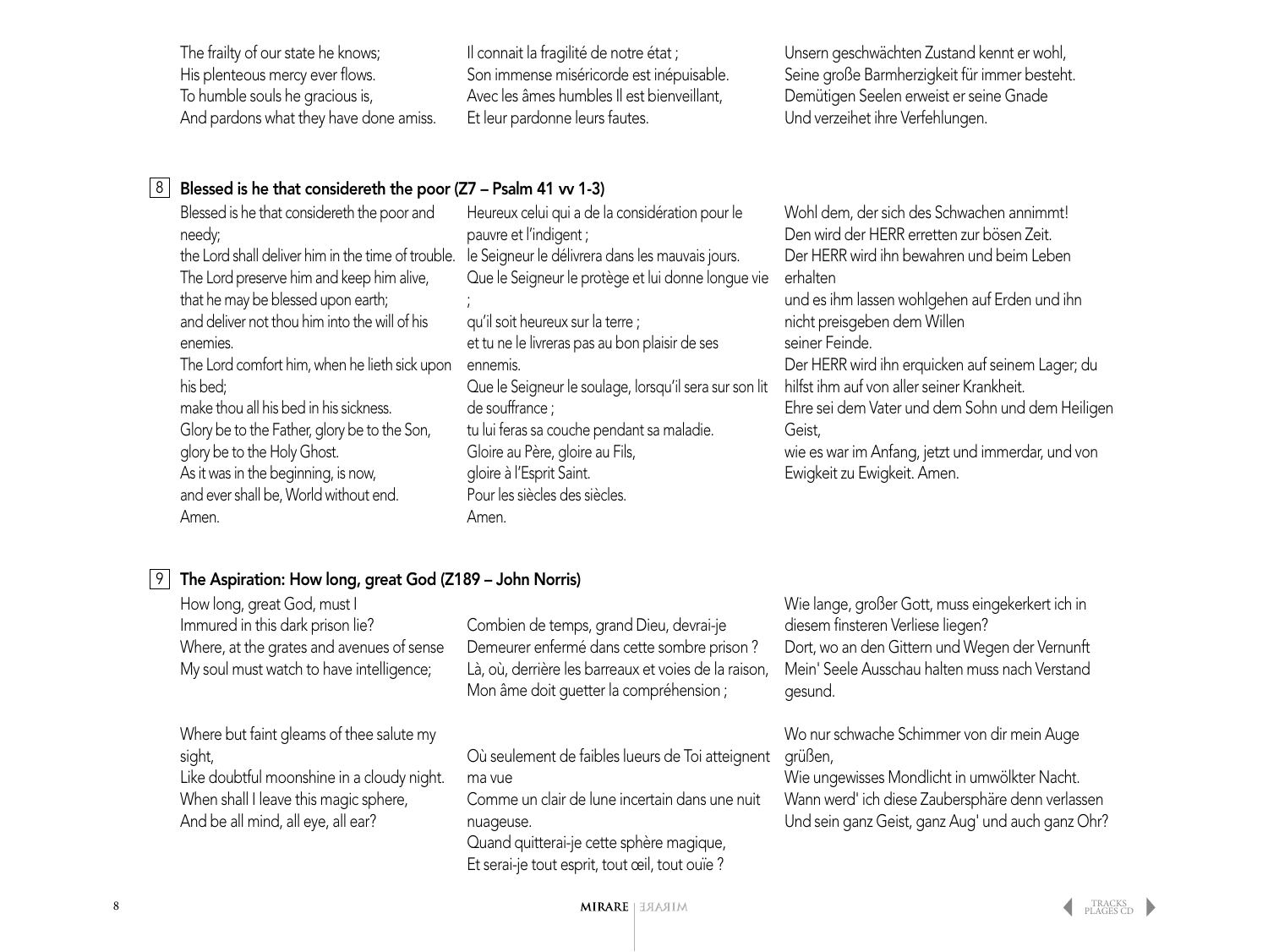The frailty of our state he knows;
His plenteous mercy ever flows.
To humble souls he gracious is,
And pardons what they have done amiss.

Il connait la fragilité de notre état ;
Son immense miséricorde est inépuisable.
Avec les âmes humbles Il est bienveillant,
Et leur pardonne leurs fautes.

Unsern geschwächten Zustand kennt er wohl,
Seine große Barmherzigkeit für immer besteht.
Demütigen Seelen erweist er seine Gnade
Und verzeihet ihre Verfehlungen.

## 8 Blessed is he that considereth the poor (Z7 – Psalm 41 vv 1-3)

Blessed is he that considereth the poor and needy;
the Lord shall deliver him in the time of trouble.
The Lord preserve him and keep him alive,
that he may be blessed upon earth;
and deliver not thou him into the will of his enemies.
The Lord comfort him, when he lieth sick upon his bed;
make thou all his bed in his sickness.
Glory be to the Father, glory be to the Son,
glory be to the Holy Ghost.
As it was in the beginning, is now,
and ever shall be, World without end.
Amen.

Heureux celui qui a de la considération pour le pauvre et l'indigent ;
le Seigneur le délivrera dans les mauvais jours.
Que le Seigneur le protège et lui donne longue vie ;
qu'il soit heureux sur la terre ;
et tu ne le livreras pas au bon plaisir de ses ennemis.
Que le Seigneur le soulage, lorsqu'il sera sur son lit de souffrance ;
tu lui feras sa couche pendant sa maladie.
Gloire au Père, gloire au Fils,
gloire à l'Esprit Saint.
Pour les siècles des siècles.
Amen.

Wohl dem, der sich des Schwachen annimmt!
Den wird der HERR erretten zur bösen Zeit.
Der HERR wird ihn bewahren und beim Leben erhalten
und es ihm lassen wohlgehen auf Erden und ihn nicht preisgeben dem Willen
seiner Feinde.
Der HERR wird ihn erquicken auf seinem Lager; du hilfst ihm auf von aller seiner Krankheit.
Ehre sei dem Vater und dem Sohn und dem Heiligen Geist,
wie es war im Anfang, jetzt und immerdar, und von Ewigkeit zu Ewigkeit. Amen.

## 9 The Aspiration: How long, great God (Z189 – John Norris)

How long, great God, must I
Immured in this dark prison lie?
Where, at the grates and avenues of sense
My soul must watch to have intelligence;

Where but faint gleams of thee salute my sight,
Like doubtful moonshine in a cloudy night.
When shall I leave this magic sphere,
And be all mind, all eye, all ear?

Combien de temps, grand Dieu, devrai-je
Demeurer enfermé dans cette sombre prison ?
Là, où, derrière les barreaux et voies de la raison,
Mon âme doit guetter la compréhension ;

Où seulement de faibles lueurs de Toi atteignent ma vue
Comme un clair de lune incertain dans une nuit nuageuse.
Quand quitterai-je cette sphère magique,
Et serai-je tout esprit, tout œil, tout ouïe ?

Wie lange, großer Gott, muss eingekerkert ich in diesem finsteren Verliese liegen?
Dort, wo an den Gittern und Wegen der Vernunft
Mein' Seele Ausschau halten muss nach Verstand gesund.

Wo nur schwache Schimmer von dir mein Auge grüßen,
Wie ungewisses Mondlicht in umwölkter Nacht.
Wann werd' ich diese Zaubersphäre denn verlassen
Und sein ganz Geist, ganz Aug' und auch ganz Ohr?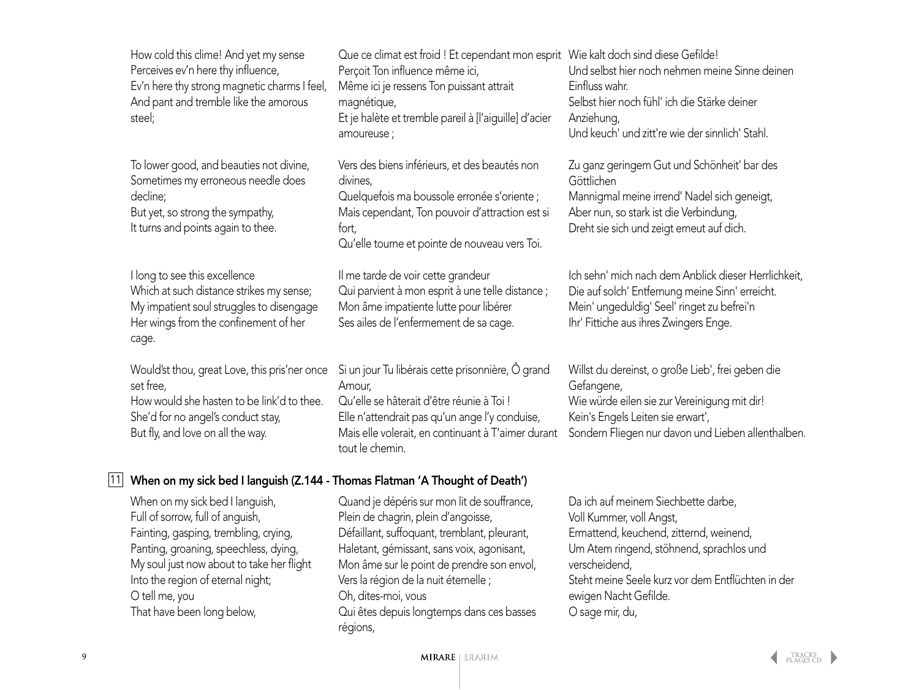How cold this clime! And yet my sense
Perceives ev'n here thy influence,
Ev'n here thy strong magnetic charms I feel,
And pant and tremble like the amorous steel;

To lower good, and beauties not divine,
Sometimes my erroneous needle does decline;
But yet, so strong the sympathy,
It turns and points again to thee.

I long to see this excellence
Which at such distance strikes my sense;
My impatient soul struggles to disengage
Her wings from the confinement of her cage.

Would'st thou, great Love, this pris'ner once set free,
How would she hasten to be link'd to thee.
She'd for no angel's conduct stay,
But fly, and love on all the way.

Que ce climat est froid ! Et cependant mon esprit
Perçoit Ton influence même ici,
Même ici je ressens Ton puissant attrait magnétique,
Et je halète et tremble pareil à [l'aiguille] d'acier amoureuse ;

Vers des biens inférieurs, et des beautés non divines,
Quelquefois ma boussole erronée s'oriente ;
Mais cependant, Ton pouvoir d'attraction est si fort,
Qu'elle tourne et pointe de nouveau vers Toi.

Il me tarde de voir cette grandeur
Qui parvient à mon esprit à une telle distance ;
Mon âme impatiente lutte pour libérer
Ses ailes de l'enfermement de sa cage.

Si un jour Tu libérais cette prisonnière, Ô grand Amour,
Qu'elle se hâterait d'être réunie à Toi !
Elle n'attendrait pas qu'un ange l'y conduise,
Mais elle volerait, en continuant à T'aimer durant tout le chemin.

Wie kalt doch sind diese Gefilde!
Und selbst hier noch nehmen meine Sinne deinen Einfluss wahr.
Selbst hier noch fühl' ich die Stärke deiner Anziehung,
Und keuch' und zitt're wie der sinnlich' Stahl.

Zu ganz geringem Gut und Schönheit' bar des Göttlichen
Mannigmal meine irrend' Nadel sich geneigt,
Aber nun, so stark ist die Verbindung,
Dreht sie sich und zeigt erneut auf dich.

Ich sehn' mich nach dem Anblick dieser Herrlichkeit,
Die auf solch' Entfernung meine Sinn' erreicht.
Mein' ungeduldig' Seel' ringet zu befrei'n
Ihr' Fittiche aus ihres Zwingers Enge.

Willst du dereinst, o große Lieb', frei geben die Gefangene,
Wie würde eilen sie zur Vereinigung mit dir!
Kein's Engels Leiten sie erwart',
Sondern Fliegen nur davon und Lieben allenthalben.

## 11 When on my sick bed I languish (Z.144 - Thomas Flatman 'A Thought of Death')

When on my sick bed I languish,
Full of sorrow, full of anguish,
Fainting, gasping, trembling, crying,
Panting, groaning, speechless, dying,
My soul just now about to take her flight
Into the region of eternal night;
O tell me, you
That have been long below,

Quand je dépéris sur mon lit de souffrance,
Plein de chagrin, plein d'angoisse,
Défaillant, suffoquant, tremblant, pleurant,
Haletant, gémissant, sans voix, agonisant,
Mon âme sur le point de prendre son envol,
Vers la région de la nuit éternelle ;
Oh, dites-moi, vous
Qui êtes depuis longtemps dans ces basses régions,

Da ich auf meinem Siechbette darbe,
Voll Kummer, voll Angst,
Ermattend, keuchend, zitternd, weinend,
Um Atem ringend, stöhnend, sprachlos und verscheidend,
Steht meine Seele kurz vor dem Entflüchten in der ewigen Nacht Gefilde.
O sage mir, du,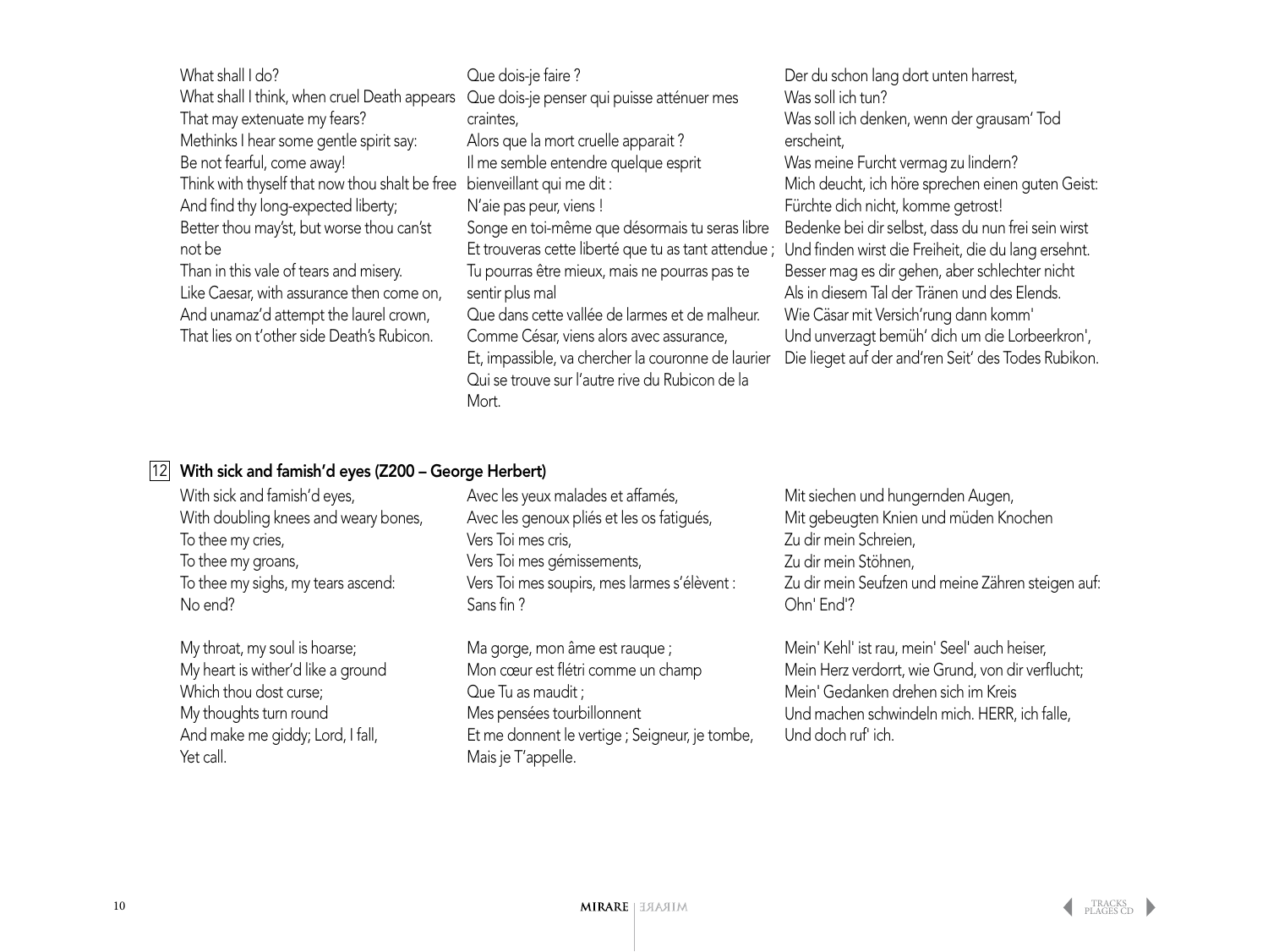What shall I do?
What shall I think, when cruel Death appears
That may extenuate my fears?
Methinks I hear some gentle spirit say:
Be not fearful, come away!
Think with thyself that now thou shalt be free
And find thy long-expected liberty;
Better thou may'st, but worse thou can't
not be
Than in this vale of tears and misery.
Like Caesar, with assurance then come on,
And unamaz'd attempt the laurel crown,
That lies on t'other side Death's Rubicon.

Que dois-je faire ?
Que dois-je penser qui puisse atténuer mes
craintes,
Alors que la mort cruelle apparait ?
Il me semble entendre quelque esprit
bienveillant qui me dit :
N'aie pas peur, viens !
Songe en toi-même que désormais tu seras libre
Et trouveras cette liberté que tu as tant attendue ;
Tu pourras être mieux, mais ne pourras pas te
sentir plus mal
Que dans cette vallée de larmes et de malheur.
Comme César, viens alors avec assurance,
Et, impassible, va chercher la couronne de laurier
Qui se trouve sur l'autre rive du Rubicon de la
Mort.

Der du schon lang dort unten harrest,
Was soll ich tun?
Was soll ich denken, wenn der grausam' Tod
erscheint,
Was meine Furcht vermag zu lindern?
Mich deucht, ich höre sprechen einen guten Geist:
Fürchte dich nicht, komme getrost!
Bedenke bei dir selbst, dass du nun frei sein wirst
Und finden wirst die Freiheit, die du lang ersehnt.
Besser mag es dir gehen, aber schlechter nicht
Als in diesem Tal der Tränen und des Elends.
Wie Cäsar mit Versich'rung dann komm'
Und unverzagt bemüh' dich um die Lorbeerkron',
Die lieget auf der and'ren Seit' des Todes Rubikon.

## 12 With sick and famish'd eyes (Z200 – George Herbert)

With sick and famish'd eyes,
With doubling knees and weary bones,
To thee my cries,
To thee my groans,
To thee my sighs, my tears ascend:
No end?

My throat, my soul is hoarse;
My heart is wither'd like a ground
Which thou dost curse;
My thoughts turn round
And make me giddy; Lord, I fall,
Yet call.

Avec les yeux malades et affamés,
Avec les genoux pliés et les os fatigués,
Vers Toi mes cris,
Vers Toi mes gémissements,
Vers Toi mes soupirs, mes larmes s'élèvent :
Sans fin ?

Ma gorge, mon âme est rauque ;
Mon cœur est flétri comme un champ
Que Tu as maudit ;
Mes pensées tourbillonnent
Et me donnent le vertige ; Seigneur, je tombe,
Mais je T'appelle.

Mit siechen und hungernden Augen,
Mit gebeugten Knien und müden Knochen
Zu dir mein Schreien,
Zu dir mein Stöhnen,
Zu dir mein Seufzen und meine Zähren steigen auf:
Ohn' End'?

Mein' Kehl' ist rau, mein' Seel' auch heiser,
Mein Herz verdorrt, wie Grund, von dir verflucht;
Mein' Gedanken drehen sich im Kreis
Und machen schwindeln mich. HERR, ich falle,
Und doch ruf' ich.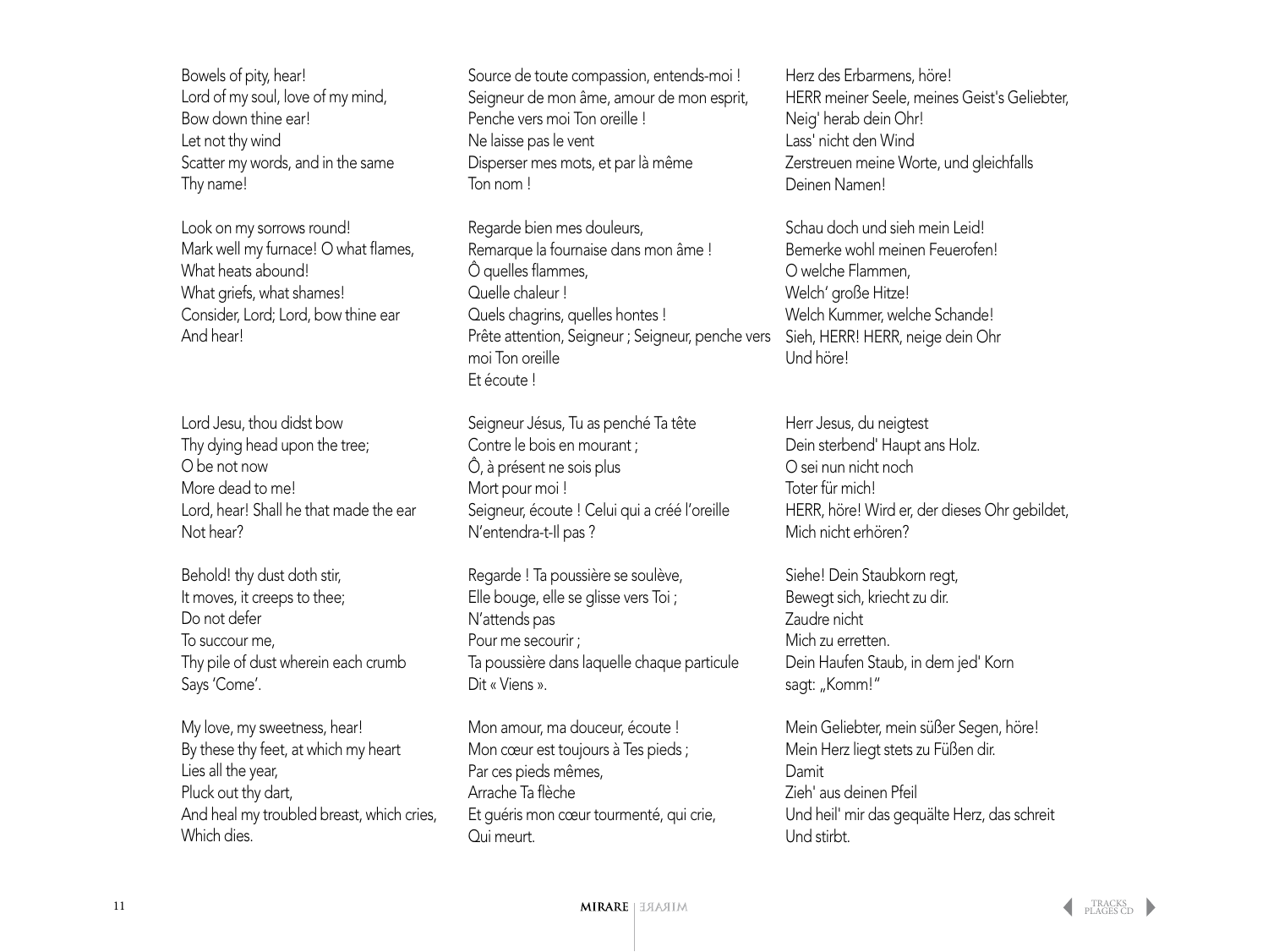Bowels of pity, hear!
Lord of my soul, love of my mind,
Bow down thine ear!
Let not thy wind
Scatter my words, and in the same
Thy name!

Look on my sorrows round!
Mark well my furnace! O what flames,
What heats abound!
What griefs, what shames!
Consider, Lord; Lord, bow thine ear
And hear!

Lord Jesu, thou didst bow
Thy dying head upon the tree;
O be not now
More dead to me!
Lord, hear! Shall he that made the ear
Not hear?

Behold! thy dust doth stir,
It moves, it creeps to thee;
Do not defer
To succour me,
Thy pile of dust wherein each crumb
Says 'Come'.

My love, my sweetness, hear!
By these thy feet, at which my heart
Lies all the year,
Pluck out thy dart,
And heal my troubled breast, which cries,
Which dies.

Source de toute compassion, entends-moi !
Seigneur de mon âme, amour de mon esprit,
Penche vers moi Ton oreille !
Ne laisse pas le vent
Disperser mes mots, et par là même
Ton nom !

Regarde bien mes douleurs,
Remarque la fournaise dans mon âme !
Ô quelles flammes,
Quelle chaleur !
Quels chagrins, quelles hontes !
Prête attention, Seigneur ; Seigneur, penche vers moi Ton oreille
Et écoute !

Seigneur Jésus, Tu as penché Ta tête
Contre le bois en mourant ;
Ô, à présent ne sois plus
Mort pour moi !
Seigneur, écoute ! Celui qui a créé l'oreille
N'entendra-t-Il pas ?

Regarde ! Ta poussière se soulève,
Elle bouge, elle se glisse vers Toi ;
N'attends pas
Pour me secourir ;
Ta poussière dans laquelle chaque particule
Dit « Viens ».

Mon amour, ma douceur, écoute !
Mon cœur est toujours à Tes pieds ;
Par ces pieds mêmes,
Arrache Ta flèche
Et guéris mon cœur tourmenté, qui crie,
Qui meurt.

Herz des Erbarmens, höre!
HERR meiner Seele, meines Geist's Geliebter,
Neig' herab dein Ohr!
Lass' nicht den Wind
Zerstreuen meine Worte, und gleichfalls
Deinen Namen!

Schau doch und sieh mein Leid!
Bemerke wohl meinen Feuerofen!
O welche Flammen,
Welch' große Hitze!
Welch Kummer, welche Schande!
Sieh, HERR! HERR, neige dein Ohr
Und höre!

Herr Jesus, du neigtest
Dein sterbend' Haupt ans Holz.
O sei nun nicht noch
Toter für mich!
HERR, höre! Wird er, der dieses Ohr gebildet,
Mich nicht erhören?

Siehe! Dein Staubkorn regt,
Bewegt sich, kriecht zu dir.
Zaudre nicht
Mich zu erretten.
Dein Haufen Staub, in dem jed' Korn
sagt: „Komm!"

Mein Geliebter, mein süßer Segen, höre!
Mein Herz liegt stets zu Füßen dir.
Damit
Zieh' aus deinen Pfeil
Und heil' mir das gequälte Herz, das schreit
Und stirbt.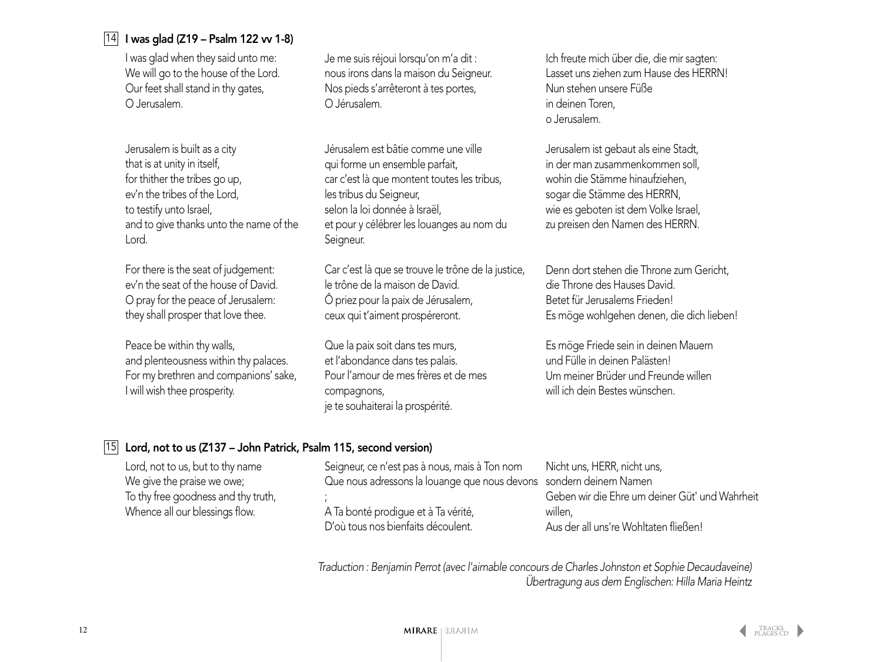## 14 I was glad (Z19 – Psalm 122 vv 1-8)

I was glad when they said unto me:
We will go to the house of the Lord.
Our feet shall stand in thy gates,
O Jerusalem.

Jerusalem is built as a city
that is at unity in itself,
for thither the tribes go up,
ev'n the tribes of the Lord,
to testify unto Israel,
and to give thanks unto the name of the Lord.

For there is the seat of judgement:
ev'n the seat of the house of David.
O pray for the peace of Jerusalem:
they shall prosper that love thee.

Peace be within thy walls,
and plenteousness within thy palaces.
For my brethren and companions' sake,
I will wish thee prosperity.

Je me suis réjoui lorsqu'on m'a dit :
nous irons dans la maison du Seigneur.
Nos pieds s'arrêteront à tes portes,
O Jérusalem.

Jérusalem est bâtie comme une ville
qui forme un ensemble parfait,
car c'est là que montent toutes les tribus,
les tribus du Seigneur,
selon la loi donnée à Israël,
et pour y célébrer les louanges au nom du Seigneur.

Car c'est là que se trouve le trône de la justice,
le trône de la maison de David.
Ô priez pour la paix de Jérusalem,
ceux qui t'aiment prospéreront.

Que la paix soit dans tes murs,
et l'abondance dans tes palais.
Pour l'amour de mes frères et de mes compagnons,
je te souhaiterai la prospérité.

Ich freute mich über die, die mir sagten:
Lasset uns ziehen zum Hause des HERRN!
Nun stehen unsere Füße
in deinen Toren,
o Jerusalem.

Jerusalem ist gebaut als eine Stadt,
in der man zusammenkommen soll,
wohin die Stämme hinaufziehen,
sogar die Stämme des HERRN,
wie es geboten ist dem Volke Israel,
zu preisen den Namen des HERRN.

Denn dort stehen die Throne zum Gericht,
die Throne des Hauses David.
Betet für Jerusalems Frieden!
Es möge wohlgehen denen, die dich lieben!

Es möge Friede sein in deinen Mauern
und Fülle in deinen Palästen!
Um meiner Brüder und Freunde willen
will ich dein Bestes wünschen.

## 15 Lord, not to us (Z137 – John Patrick, Psalm 115, second version)

Lord, not to us, but to thy name
We give the praise we owe;
To thy free goodness and thy truth,
Whence all our blessings flow.

Seigneur, ce n'est pas à nous, mais à Ton nom
Que nous adressons la louange que nous devons ;
A Ta bonté prodigue et à Ta vérité,
D'où tous nos bienfaits découlent.

Nicht uns, HERR, nicht uns,
sondern deinem Namen
Geben wir die Ehre um deiner Güt' und Wahrheit willen,
Aus der all uns're Wohltaten fließen!

*Traduction : Benjamin Perrot (avec l'aimable concours de Charles Johnston et Sophie Decaudaveine)*
*Übertragung aus dem Englischen: Hilla Maria Heintz*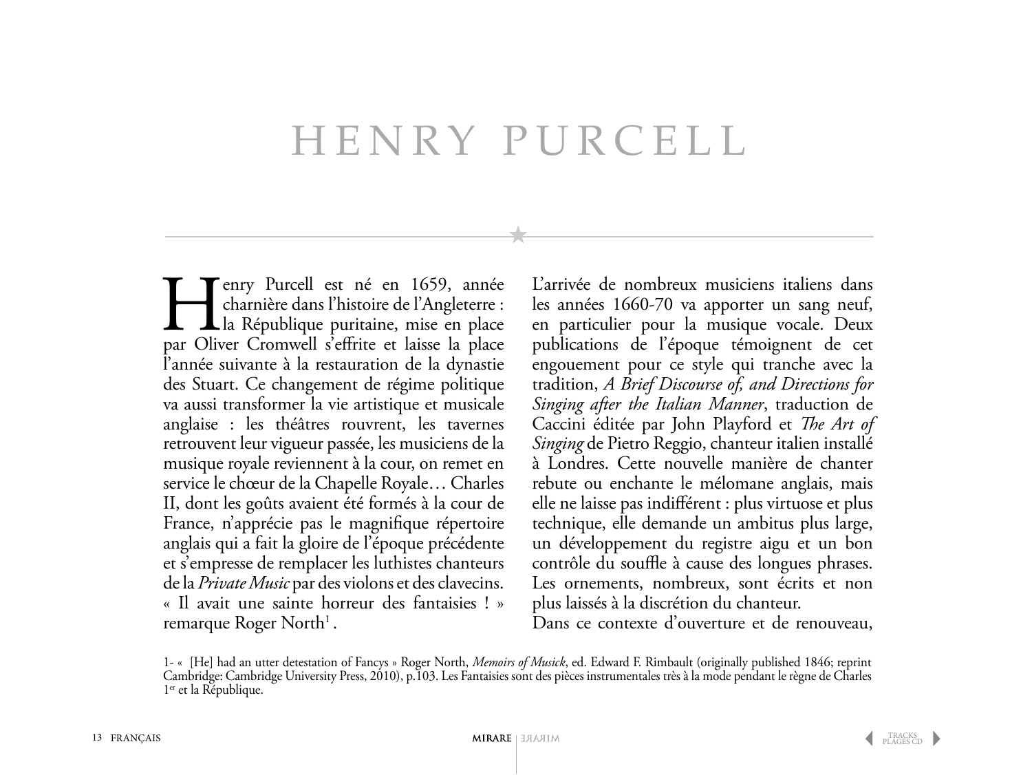# HENRY PURCELL

Henry Purcell est né en 1659, année charnière dans l'histoire de l'Angleterre : la République puritaine, mise en place par Oliver Cromwell s'effrite et laisse la place l'année suivante à la restauration de la dynastie des Stuart. Ce changement de régime politique va aussi transformer la vie artistique et musicale anglaise : les théâtres rouvrent, les tavernes retrouvent leur vigueur passée, les musiciens de la musique royale reviennent à la cour, on remet en service le chœur de la Chapelle Royale… Charles II, dont les goûts avaient été formés à la cour de France, n'apprécie pas le magnifique répertoire anglais qui a fait la gloire de l'époque précédente et s'empresse de remplacer les luthistes chanteurs de la *Private Music* par des violons et des clavecins. « Il avait une sainte horreur des fantaisies ! » remarque Roger North[1].

L'arrivée de nombreux musiciens italiens dans les années 1660-70 va apporter un sang neuf, en particulier pour la musique vocale. Deux publications de l'époque témoignent de cet engouement pour ce style qui tranche avec la tradition, *A Brief Discourse of, and Directions for Singing after the Italian Manner*, traduction de Caccini éditée par John Playford et *The Art of Singing* de Pietro Reggio, chanteur italien installé à Londres. Cette nouvelle manière de chanter rebute ou enchante le mélomane anglais, mais elle ne laisse pas indifférent : plus virtuose et plus technique, elle demande un ambitus plus large, un développement du registre aigu et un bon contrôle du souffle à cause des longues phrases. Les ornements, nombreux, sont écrits et non plus laissés à la discrétion du chanteur.

Dans ce contexte d'ouverture et de renouveau,

1- « [He] had an utter detestation of Fancys » Roger North, *Memoirs of Musick*, ed. Edward F. Rimbault (originally published 1846; reprint Cambridge: Cambridge University Press, 2010), p.103. Les Fantaisies sont des pièces instrumentales très à la mode pendant le règne de Charles 1er et la République.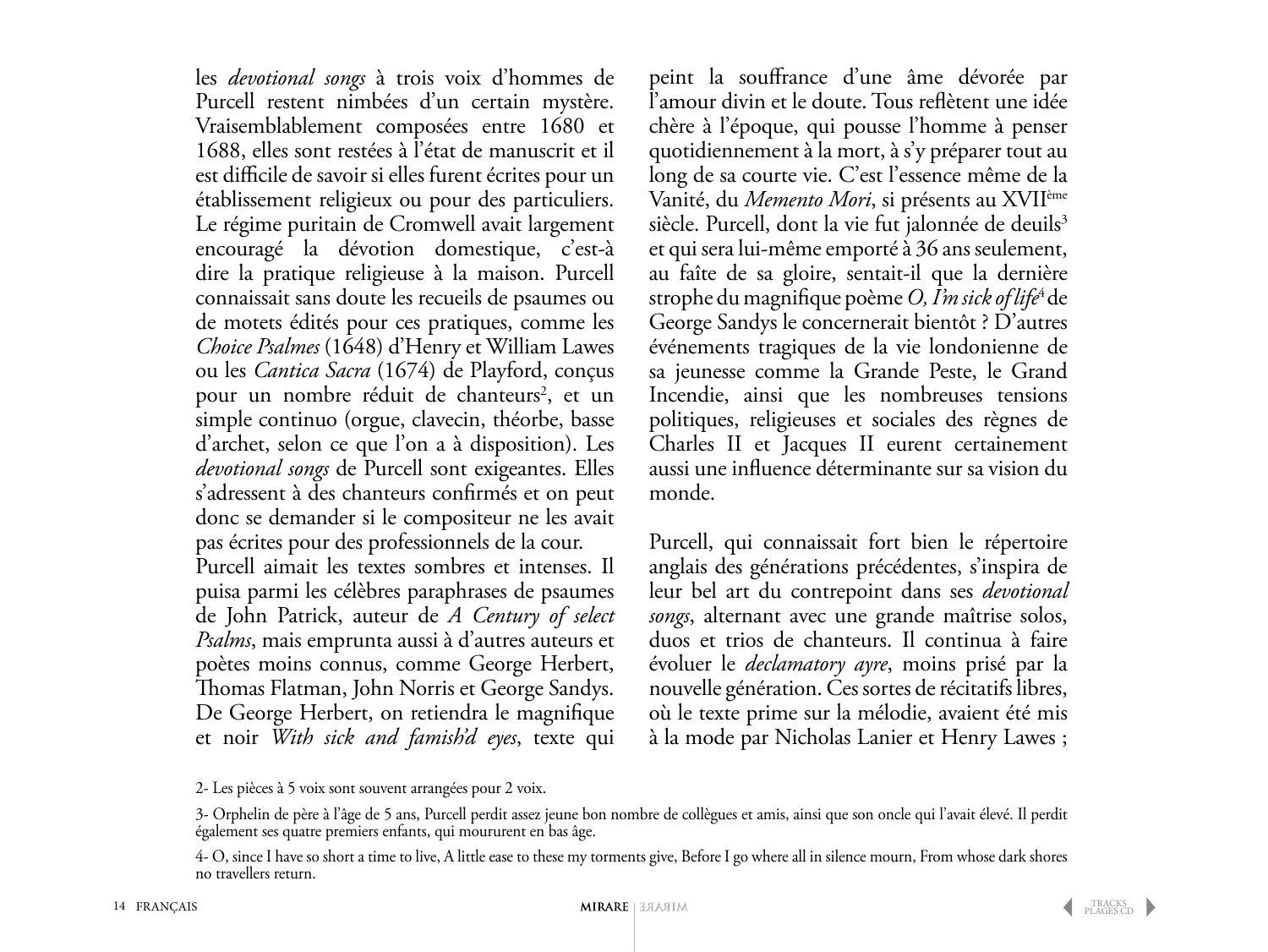les *devotional songs* à trois voix d'hommes de Purcell restent nimbées d'un certain mystère. Vraisemblablement composées entre 1680 et 1688, elles sont restées à l'état de manuscrit et il est difficile de savoir si elles furent écrites pour un établissement religieux ou pour des particuliers. Le régime puritain de Cromwell avait largement encouragé la dévotion domestique, c'est-à dire la pratique religieuse à la maison. Purcell connaissait sans doute les recueils de psaumes ou de motets édités pour ces pratiques, comme les *Choice Psalmes* (1648) d'Henry et William Lawes ou les *Cantica Sacra* (1674) de Playford, conçus pour un nombre réduit de chanteurs[2], et un simple continuo (orgue, clavecin, théorbe, basse d'archet, selon ce que l'on a à disposition). Les *devotional songs* de Purcell sont exigeantes. Elles s'adressent à des chanteurs confirmés et on peut donc se demander si le compositeur ne les avait pas écrites pour des professionnels de la cour.

Purcell aimait les textes sombres et intenses. Il puisa parmi les célèbres paraphrases de psaumes de John Patrick, auteur de *A Century of select Psalms*, mais emprunta aussi à d'autres auteurs et poètes moins connus, comme George Herbert, Thomas Flatman, John Norris et George Sandys. De George Herbert, on retiendra le magnifique et noir *With sick and famish'd eyes*, texte qui peint la souffrance d'une âme dévorée par l'amour divin et le doute. Tous reflètent une idée chère à l'époque, qui pousse l'homme à penser quotidiennement à la mort, à s'y préparer tout au long de sa courte vie. C'est l'essence même de la Vanité, du *Memento Mori*, si présents au XVII[ème] siècle. Purcell, dont la vie fut jalonnée de deuils[3] et qui sera lui-même emporté à 36 ans seulement, au faîte de sa gloire, sentait-il que la dernière strophe du magnifique poème *O, I'm sick of life*[4] de George Sandys le concernerait bientôt ? D'autres événements tragiques de la vie londonienne de sa jeunesse comme la Grande Peste, le Grand Incendie, ainsi que les nombreuses tensions politiques, religieuses et sociales des règnes de Charles II et Jacques II eurent certainement aussi une influence déterminante sur sa vision du monde.

Purcell, qui connaissait fort bien le répertoire anglais des générations précédentes, s'inspira de leur bel art du contrepoint dans ses *devotional songs*, alternant avec une grande maîtrise solos, duos et trios de chanteurs. Il continua à faire évoluer le *declamatory ayre*, moins prisé par la nouvelle génération. Ces sortes de récitatifs libres, où le texte prime sur la mélodie, avaient été mis à la mode par Nicholas Lanier et Henry Lawes ;

2- Les pièces à 5 voix sont souvent arrangées pour 2 voix.

3- Orphelin de père à l'âge de 5 ans, Purcell perdit assez jeune bon nombre de collègues et amis, ainsi que son oncle qui l'avait élevé. Il perdit également ses quatre premiers enfants, qui moururent en bas âge.

4- O, since I have so short a time to live, A little ease to these my torments give, Before I go where all in silence mourn, From whose dark shores no travellers return.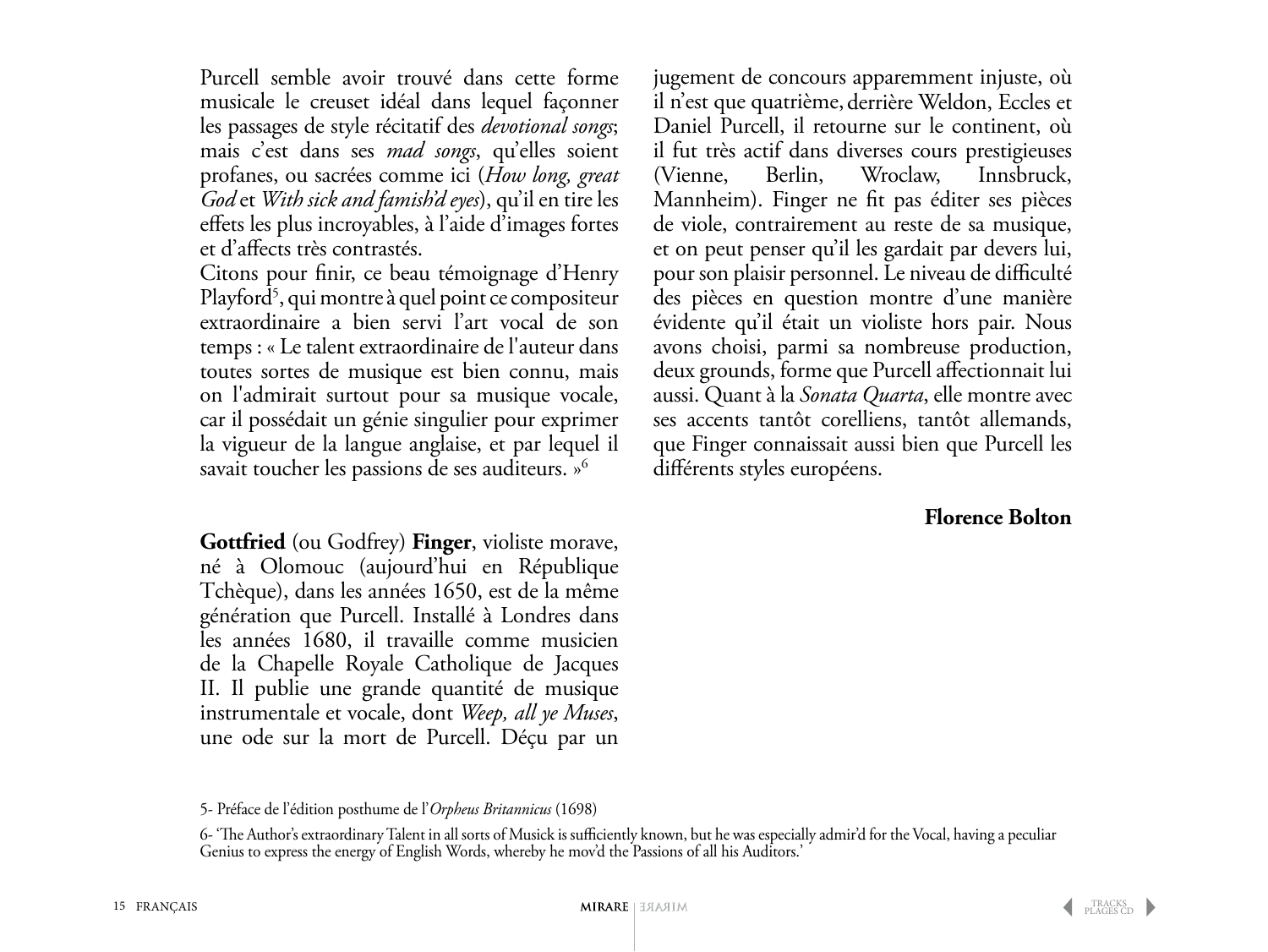Purcell semble avoir trouvé dans cette forme musicale le creuset idéal dans lequel façonner les passages de style récitatif des *devotional songs*; mais c'est dans ses *mad songs*, qu'elles soient profanes, ou sacrées comme ici (*How long, great God* et *With sick and famish'd eyes*), qu'il en tire les effets les plus incroyables, à l'aide d'images fortes et d'affects très contrastés.
Citons pour finir, ce beau témoignage d'Henry Playford[5], qui montre à quel point ce compositeur extraordinaire a bien servi l'art vocal de son temps : « Le talent extraordinaire de l'auteur dans toutes sortes de musique est bien connu, mais on l'admirait surtout pour sa musique vocale, car il possédait un génie singulier pour exprimer la vigueur de la langue anglaise, et par lequel il savait toucher les passions de ses auditeurs. »[6]

**Gottfried** (ou Godfrey) **Finger**, violiste morave, né à Olomouc (aujourd'hui en République Tchèque), dans les années 1650, est de la même génération que Purcell. Installé à Londres dans les années 1680, il travaille comme musicien de la Chapelle Royale Catholique de Jacques II. Il publie une grande quantité de musique instrumentale et vocale, dont *Weep, all ye Muses*, une ode sur la mort de Purcell. Déçu par un jugement de concours apparemment injuste, où il n'est que quatrième, derrière Weldon, Eccles et Daniel Purcell, il retourne sur le continent, où il fut très actif dans diverses cours prestigieuses (Vienne, Berlin, Wroclaw, Innsbruck, Mannheim). Finger ne fit pas éditer ses pièces de viole, contrairement au reste de sa musique, et on peut penser qu'il les gardait par devers lui, pour son plaisir personnel. Le niveau de difficulté des pièces en question montre d'une manière évidente qu'il était un violiste hors pair. Nous avons choisi, parmi sa nombreuse production, deux grounds, forme que Purcell affectionnait lui aussi. Quant à la *Sonata Quarta*, elle montre avec ses accents tantôt corelliens, tantôt allemands, que Finger connaissait aussi bien que Purcell les différents styles européens.

**Florence Bolton**

5- Préface de l'édition posthume de l'*Orpheus Britannicus* (1698)

6- 'The Author's extraordinary Talent in all sorts of Musick is sufficiently known, but he was especially admir'd for the Vocal, having a peculiar Genius to express the energy of English Words, whereby he mov'd the Passions of all his Auditors.'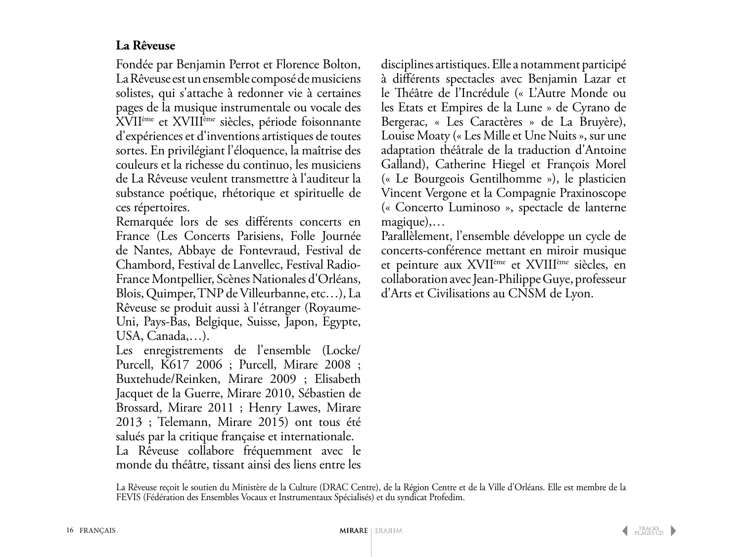**La Rêveuse**

Fondée par Benjamin Perrot et Florence Bolton, La Rêveuse est un ensemble composé de musiciens solistes, qui s'attache à redonner vie à certaines pages de la musique instrumentale ou vocale des XVIIème et XVIIIème siècles, période foisonnante d'expériences et d'inventions artistiques de toutes sortes. En privilégiant l'éloquence, la maîtrise des couleurs et la richesse du continuo, les musiciens de La Rêveuse veulent transmettre à l'auditeur la substance poétique, rhétorique et spirituelle de ces répertoires.

Remarquée lors de ses différents concerts en France (Les Concerts Parisiens, Folle Journée de Nantes, Abbaye de Fontevraud, Festival de Chambord, Festival de Lanvellec, Festival Radio-France Montpellier, Scènes Nationales d'Orléans, Blois, Quimper, TNP de Villeurbanne, etc…), La Rêveuse se produit aussi à l'étranger (Royaume-Uni, Pays-Bas, Belgique, Suisse, Japon, Egypte, USA, Canada,…).

Les enregistrements de l'ensemble (Locke/Purcell, K617 2006 ; Purcell, Mirare 2008 ; Buxtehude/Reinken, Mirare 2009 ; Elisabeth Jacquet de la Guerre, Mirare 2010, Sébastien de Brossard, Mirare 2011 ; Henry Lawes, Mirare 2013 ; Telemann, Mirare 2015) ont tous été salués par la critique française et internationale.

La Rêveuse collabore fréquemment avec le monde du théâtre, tissant ainsi des liens entre les disciplines artistiques. Elle a notamment participé à différents spectacles avec Benjamin Lazar et le Théâtre de l'Incrédule (« L'Autre Monde ou les Etats et Empires de la Lune » de Cyrano de Bergerac, « Les Caractères » de La Bruyère), Louise Moaty (« Les Mille et Une Nuits », sur une adaptation théâtrale de la traduction d'Antoine Galland), Catherine Hiegel et François Morel (« Le Bourgeois Gentilhomme »), le plasticien Vincent Vergone et la Compagnie Praxinoscope (« Concerto Luminoso », spectacle de lanterne magique),…

Parallèlement, l'ensemble développe un cycle de concerts-conférence mettant en miroir musique et peinture aux XVIIème et XVIIIème siècles, en collaboration avec Jean-Philippe Guye, professeur d'Arts et Civilisations au CNSM de Lyon.

La Rêveuse reçoit le soutien du Ministère de la Culture (DRAC Centre), de la Région Centre et de la Ville d'Orléans. Elle est membre de la FEVIS (Fédération des Ensembles Vocaux et Instrumentaux Spécialisés) et du syndicat Profedim.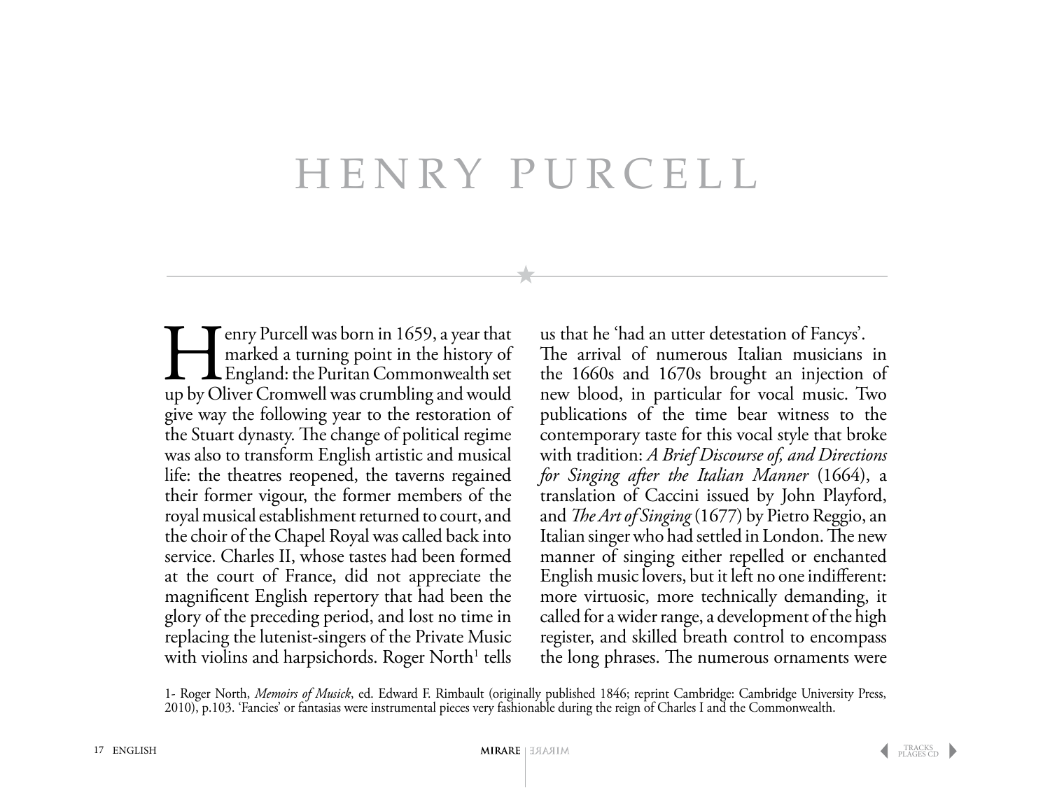# HENRY PURCELL

Henry Purcell was born in 1659, a year that marked a turning point in the history of England: the Puritan Commonwealth set up by Oliver Cromwell was crumbling and would give way the following year to the restoration of the Stuart dynasty. The change of political regime was also to transform English artistic and musical life: the theatres reopened, the taverns regained their former vigour, the former members of the royal musical establishment returned to court, and the choir of the Chapel Royal was called back into service. Charles II, whose tastes had been formed at the court of France, did not appreciate the magnificent English repertory that had been the glory of the preceding period, and lost no time in replacing the lutenist-singers of the Private Music with violins and harpsichords. Roger North[1] tells us that he 'had an utter detestation of Fancys'.

The arrival of numerous Italian musicians in the 1660s and 1670s brought an injection of new blood, in particular for vocal music. Two publications of the time bear witness to the contemporary taste for this vocal style that broke with tradition: *A Brief Discourse of, and Directions for Singing after the Italian Manner* (1664), a translation of Caccini issued by John Playford, and *The Art of Singing* (1677) by Pietro Reggio, an Italian singer who had settled in London. The new manner of singing either repelled or enchanted English music lovers, but it left no one indifferent: more virtuosic, more technically demanding, it called for a wider range, a development of the high register, and skilled breath control to encompass the long phrases. The numerous ornaments were

1- Roger North, *Memoirs of Musick*, ed. Edward F. Rimbault (originally published 1846; reprint Cambridge: Cambridge University Press, 2010), p.103. 'Fancies' or fantasias were instrumental pieces very fashionable during the reign of Charles I and the Commonwealth.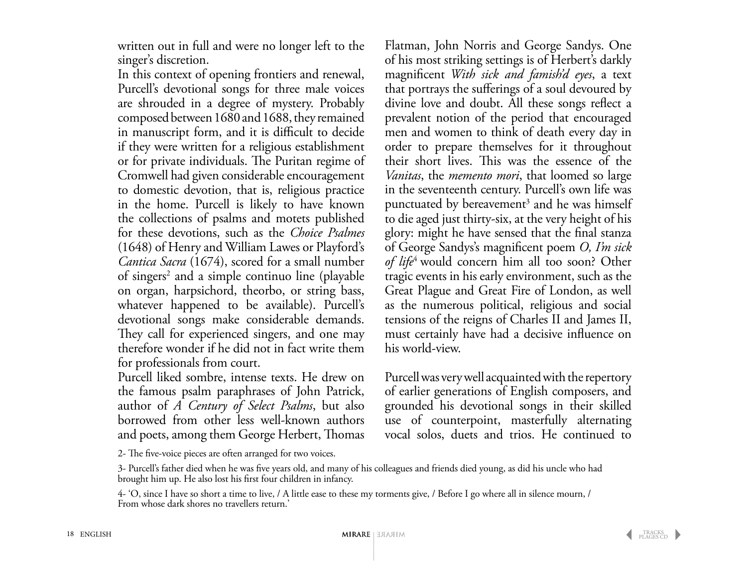written out in full and were no longer left to the singer's discretion.

In this context of opening frontiers and renewal, Purcell's devotional songs for three male voices are shrouded in a degree of mystery. Probably composed between 1680 and 1688, they remained in manuscript form, and it is difficult to decide if they were written for a religious establishment or for private individuals. The Puritan regime of Cromwell had given considerable encouragement to domestic devotion, that is, religious practice in the home. Purcell is likely to have known the collections of psalms and motets published for these devotions, such as the *Choice Psalmes* (1648) of Henry and William Lawes or Playford's *Cantica Sacra* (1674), scored for a small number of singers[2] and a simple continuo line (playable on organ, harpsichord, theorbo, or string bass, whatever happened to be available). Purcell's devotional songs make considerable demands. They call for experienced singers, and one may therefore wonder if he did not in fact write them for professionals from court.

Purcell liked sombre, intense texts. He drew on the famous psalm paraphrases of John Patrick, author of *A Century of Select Psalms*, but also borrowed from other less well-known authors and poets, among them George Herbert, Thomas Flatman, John Norris and George Sandys. One of his most striking settings is of Herbert's darkly magnificent *With sick and famish'd eyes*, a text that portrays the sufferings of a soul devoured by divine love and doubt. All these songs reflect a prevalent notion of the period that encouraged men and women to think of death every day in order to prepare themselves for it throughout their short lives. This was the essence of the *Vanitas*, the *memento mori*, that loomed so large in the seventeenth century. Purcell's own life was punctuated by bereavement[3] and he was himself to die aged just thirty-six, at the very height of his glory: might he have sensed that the final stanza of George Sandys's magnificent poem *O, I'm sick of life*[4] would concern him all too soon? Other tragic events in his early environment, such as the Great Plague and Great Fire of London, as well as the numerous political, religious and social tensions of the reigns of Charles II and James II, must certainly have had a decisive influence on his world-view.

Purcell was very well acquainted with the repertory of earlier generations of English composers, and grounded his devotional songs in their skilled use of counterpoint, masterfully alternating vocal solos, duets and trios. He continued to

2- The five-voice pieces are often arranged for two voices.

3- Purcell's father died when he was five years old, and many of his colleagues and friends died young, as did his uncle who had brought him up. He also lost his first four children in infancy.

4- 'O, since I have so short a time to live, / A little ease to these my torments give, / Before I go where all in silence mourn, / From whose dark shores no travellers return.'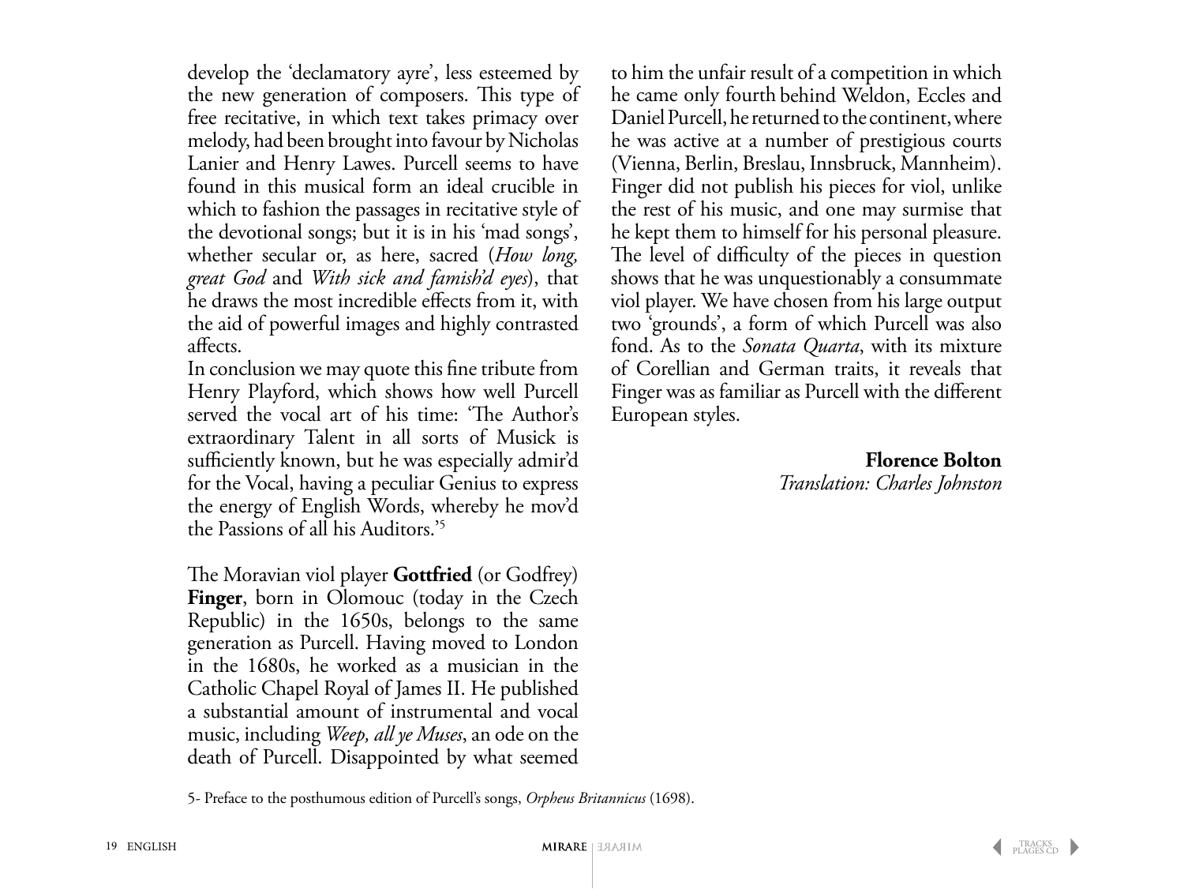develop the 'declamatory ayre', less esteemed by the new generation of composers. This type of free recitative, in which text takes primacy over melody, had been brought into favour by Nicholas Lanier and Henry Lawes. Purcell seems to have found in this musical form an ideal crucible in which to fashion the passages in recitative style of the devotional songs; but it is in his 'mad songs', whether secular or, as here, sacred (*How long, great God* and *With sick and famish'd eyes*), that he draws the most incredible effects from it, with the aid of powerful images and highly contrasted affects.

In conclusion we may quote this fine tribute from Henry Playford, which shows how well Purcell served the vocal art of his time: 'The Author's extraordinary Talent in all sorts of Musick is sufficiently known, but he was especially admir'd for the Vocal, having a peculiar Genius to express the energy of English Words, whereby he mov'd the Passions of all his Auditors.'[5]

The Moravian viol player **Gottfried** (or Godfrey) **Finger**, born in Olomouc (today in the Czech Republic) in the 1650s, belongs to the same generation as Purcell. Having moved to London in the 1680s, he worked as a musician in the Catholic Chapel Royal of James II. He published a substantial amount of instrumental and vocal music, including *Weep, all ye Muses*, an ode on the death of Purcell. Disappointed by what seemed to him the unfair result of a competition in which he came only fourth behind Weldon, Eccles and Daniel Purcell, he returned to the continent, where he was active at a number of prestigious courts (Vienna, Berlin, Breslau, Innsbruck, Mannheim). Finger did not publish his pieces for viol, unlike the rest of his music, and one may surmise that he kept them to himself for his personal pleasure. The level of difficulty of the pieces in question shows that he was unquestionably a consummate viol player. We have chosen from his large output two 'grounds', a form of which Purcell was also fond. As to the *Sonata Quarta*, with its mixture of Corellian and German traits, it reveals that Finger was as familiar as Purcell with the different European styles.

**Florence Bolton**
*Translation: Charles Johnston*

5- Preface to the posthumous edition of Purcell's songs, *Orpheus Britannicus* (1698).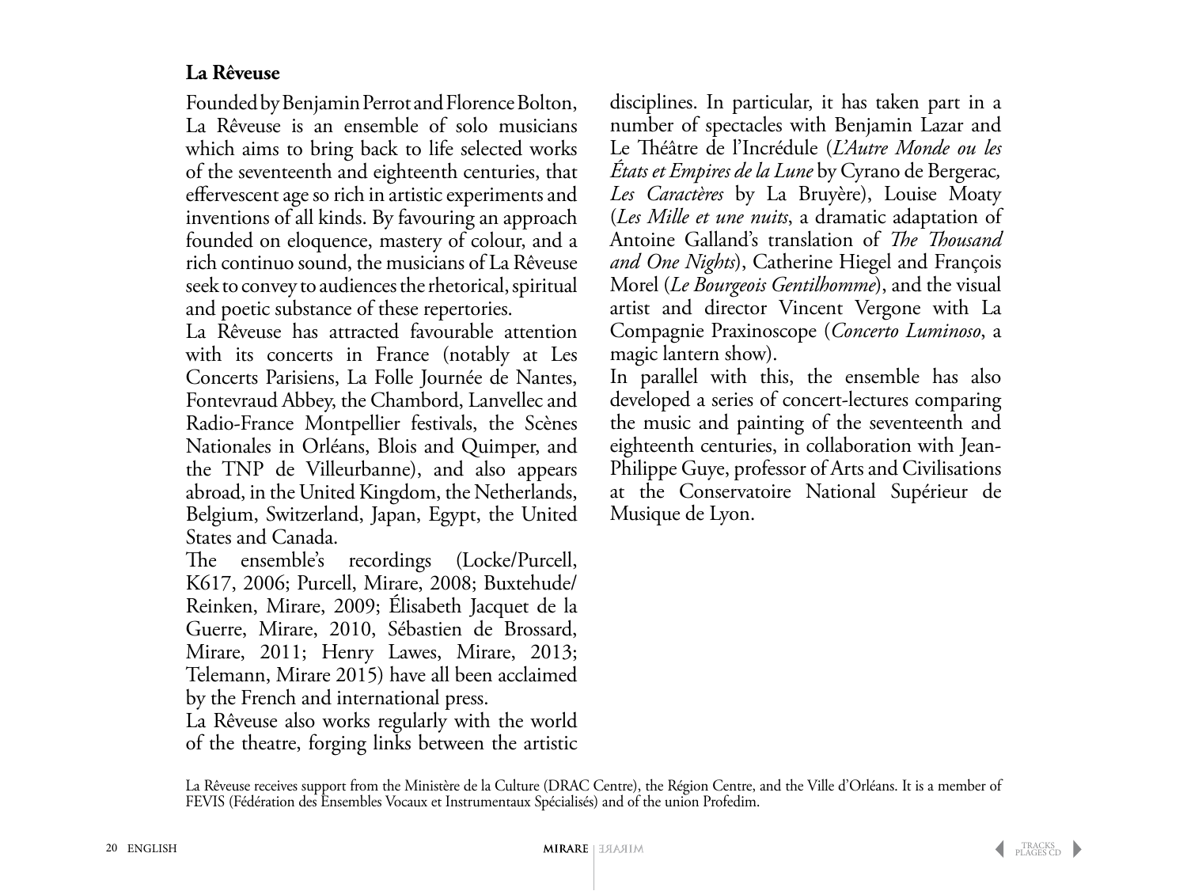**La Rêveuse**

Founded by Benjamin Perrot and Florence Bolton, La Rêveuse is an ensemble of solo musicians which aims to bring back to life selected works of the seventeenth and eighteenth centuries, that effervescent age so rich in artistic experiments and inventions of all kinds. By favouring an approach founded on eloquence, mastery of colour, and a rich continuo sound, the musicians of La Rêveuse seek to convey to audiences the rhetorical, spiritual and poetic substance of these repertories.

La Rêveuse has attracted favourable attention with its concerts in France (notably at Les Concerts Parisiens, La Folle Journée de Nantes, Fontevraud Abbey, the Chambord, Lanvellec and Radio-France Montpellier festivals, the Scènes Nationales in Orléans, Blois and Quimper, and the TNP de Villeurbanne), and also appears abroad, in the United Kingdom, the Netherlands, Belgium, Switzerland, Japan, Egypt, the United States and Canada.

The ensemble's recordings (Locke/Purcell, K617, 2006; Purcell, Mirare, 2008; Buxtehude/Reinken, Mirare, 2009; Élisabeth Jacquet de la Guerre, Mirare, 2010, Sébastien de Brossard, Mirare, 2011; Henry Lawes, Mirare, 2013; Telemann, Mirare 2015) have all been acclaimed by the French and international press.

La Rêveuse also works regularly with the world of the theatre, forging links between the artistic disciplines. In particular, it has taken part in a number of spectacles with Benjamin Lazar and Le Théâtre de l'Incrédule (*L'Autre Monde ou les États et Empires de la Lune* by Cyrano de Bergerac, *Les Caractères* by La Bruyère), Louise Moaty (*Les Mille et une nuits*, a dramatic adaptation of Antoine Galland's translation of *The Thousand and One Nights*), Catherine Hiegel and François Morel (*Le Bourgeois Gentilhomme*), and the visual artist and director Vincent Vergone with La Compagnie Praxinoscope (*Concerto Luminoso*, a magic lantern show).

In parallel with this, the ensemble has also developed a series of concert-lectures comparing the music and painting of the seventeenth and eighteenth centuries, in collaboration with Jean-Philippe Guye, professor of Arts and Civilisations at the Conservatoire National Supérieur de Musique de Lyon.

La Rêveuse receives support from the Ministère de la Culture (DRAC Centre), the Région Centre, and the Ville d'Orléans. It is a member of FEVIS (Fédération des Ensembles Vocaux et Instrumentaux Spécialisés) and of the union Profedim.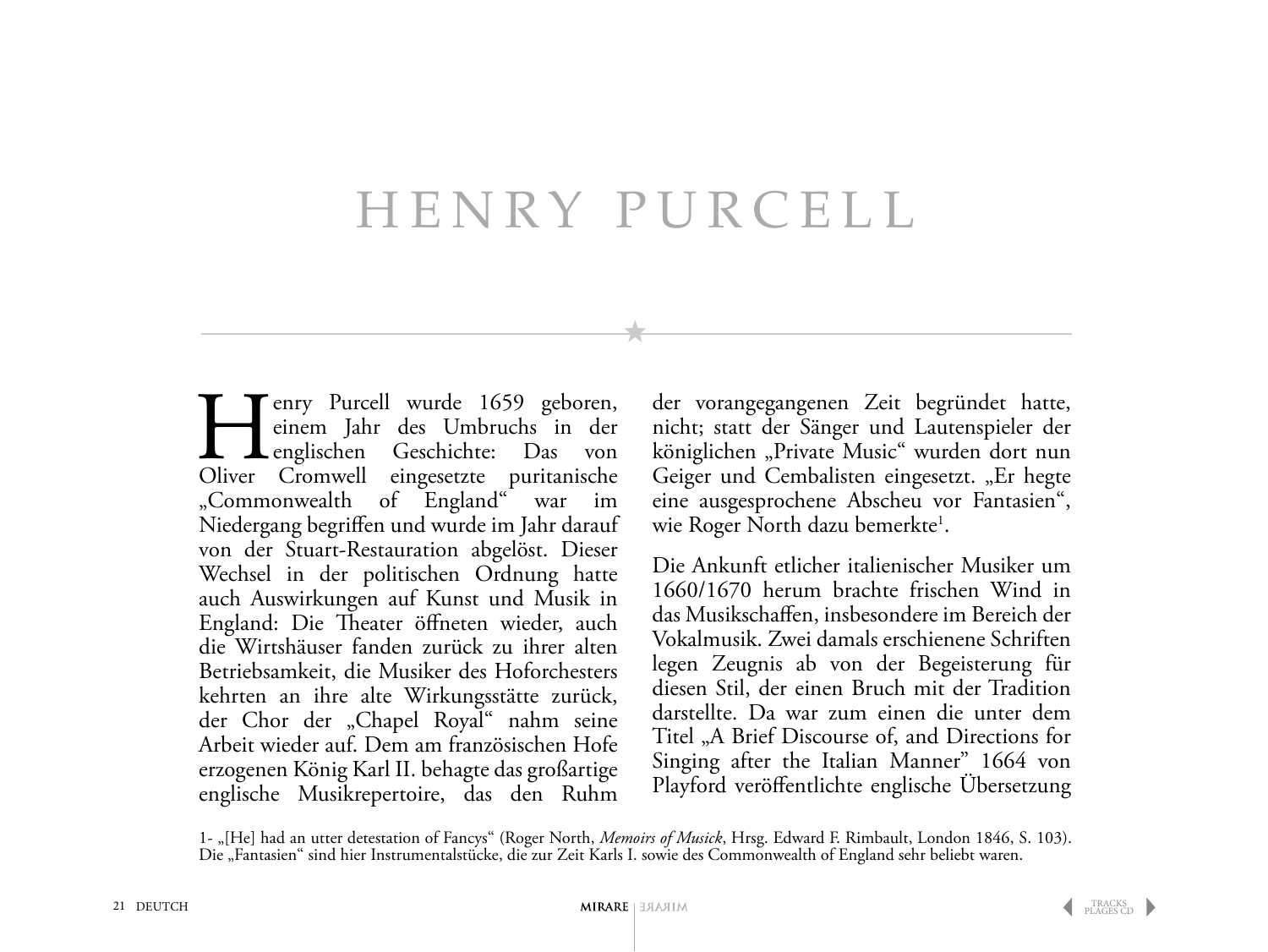# HENRY PURCELL

Henry Purcell wurde 1659 geboren, einem Jahr des Umbruchs in der englischen Geschichte: Das von Oliver Cromwell eingesetzte puritanische „Commonwealth of England" war im Niedergang begriffen und wurde im Jahr darauf von der Stuart-Restauration abgelöst. Dieser Wechsel in der politischen Ordnung hatte auch Auswirkungen auf Kunst und Musik in England: Die Theater öffneten wieder, auch die Wirtshäuser fanden zurück zu ihrer alten Betriebsamkeit, die Musiker des Hoforchesters kehrten an ihre alte Wirkungsstätte zurück, der Chor der „Chapel Royal" nahm seine Arbeit wieder auf. Dem am französischen Hofe erzogenen König Karl II. behagte das großartige englische Musikrepertoire, das den Ruhm der vorangegangenen Zeit begründet hatte, nicht; statt der Sänger und Lautenspieler der königlichen „Private Music" wurden dort nun Geiger und Cembalisten eingesetzt. „Er hegte eine ausgesprochene Abscheu vor Fantasien", wie Roger North dazu bemerkte[1].

Die Ankunft etlicher italienischer Musiker um 1660/1670 herum brachte frischen Wind in das Musikschaffen, insbesondere im Bereich der Vokalmusik. Zwei damals erschienene Schriften legen Zeugnis ab von der Begeisterung für diesen Stil, der einen Bruch mit der Tradition darstellte. Da war zum einen die unter dem Titel „A Brief Discourse of, and Directions for Singing after the Italian Manner" 1664 von Playford veröffentlichte englische Übersetzung

1- „[He] had an utter detestation of Fancys" (Roger North, *Memoirs of Musick*, Hrsg. Edward F. Rimbault, London 1846, S. 103). Die „Fantasien" sind hier Instrumentalstücke, die zur Zeit Karls I. sowie des Commonwealth of England sehr beliebt waren.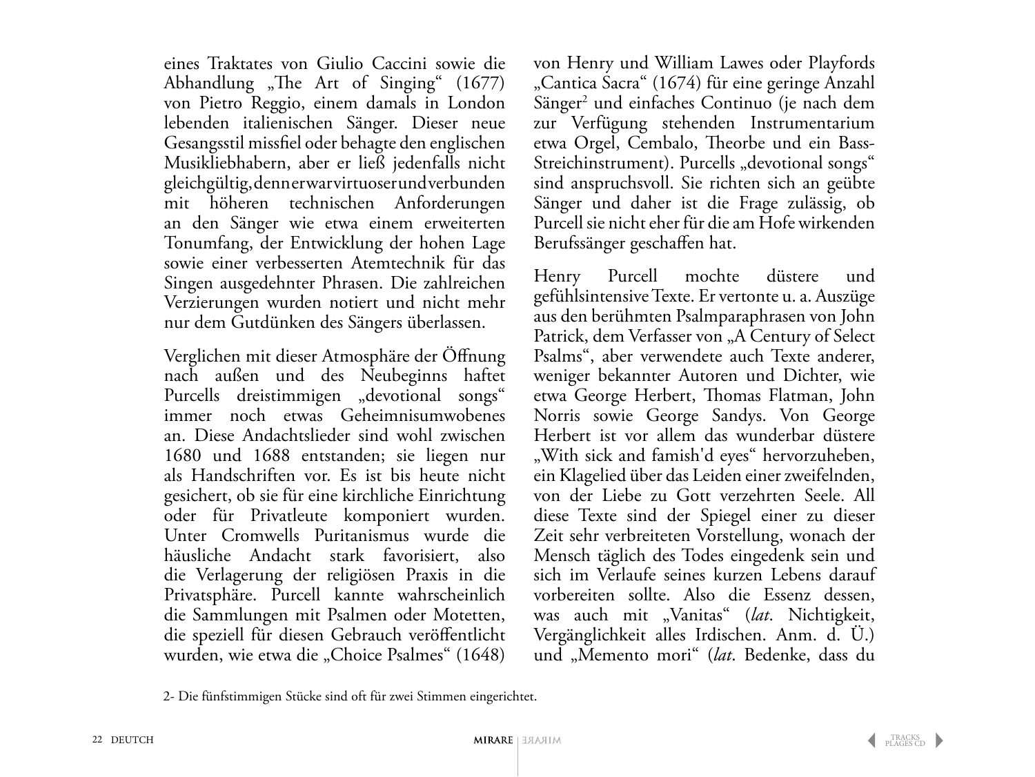eines Traktates von Giulio Caccini sowie die Abhandlung „The Art of Singing" (1677) von Pietro Reggio, einem damals in London lebenden italienischen Sänger. Dieser neue Gesangsstil missfiel oder behagte den englischen Musikliebhabern, aber er ließ jedenfalls nicht gleichgültig, denn er war virtuoser und verbunden mit höheren technischen Anforderungen an den Sänger wie etwa einem erweiterten Tonumfang, der Entwicklung der hohen Lage sowie einer verbesserten Atemtechnik für das Singen ausgedehnter Phrasen. Die zahlreichen Verzierungen wurden notiert und nicht mehr nur dem Gutdünken des Sängers überlassen.

Verglichen mit dieser Atmosphäre der Öffnung nach außen und des Neubeginns haftet Purcells dreistimmigen „devotional songs" immer noch etwas Geheimnisumwobenes an. Diese Andachtslieder sind wohl zwischen 1680 und 1688 entstanden; sie liegen nur als Handschriften vor. Es ist bis heute nicht gesichert, ob sie für eine kirchliche Einrichtung oder für Privatleute komponiert wurden. Unter Cromwells Puritanismus wurde die häusliche Andacht stark favorisiert, also die Verlagerung der religiösen Praxis in die Privatsphäre. Purcell kannte wahrscheinlich die Sammlungen mit Psalmen oder Motetten, die speziell für diesen Gebrauch veröffentlicht wurden, wie etwa die „Choice Psalmes" (1648) von Henry und William Lawes oder Playfords „Cantica Sacra" (1674) für eine geringe Anzahl Sänger[2] und einfaches Continuo (je nach dem zur Verfügung stehenden Instrumentarium etwa Orgel, Cembalo, Theorbe und ein Bass-Streichinstrument). Purcells „devotional songs" sind anspruchsvoll. Sie richten sich an geübte Sänger und daher ist die Frage zulässig, ob Purcell sie nicht eher für die am Hofe wirkenden Berufssänger geschaffen hat.

Henry Purcell mochte düstere und gefühlsintensive Texte. Er vertonte u. a. Auszüge aus den berühmten Psalmparaphrasen von John Patrick, dem Verfasser von „A Century of Select Psalms", aber verwendete auch Texte anderer, weniger bekannter Autoren und Dichter, wie etwa George Herbert, Thomas Flatman, John Norris sowie George Sandys. Von George Herbert ist vor allem das wunderbar düstere „With sick and famish'd eyes" hervorzuheben, ein Klagelied über das Leiden einer zweifelnden, von der Liebe zu Gott verzehrten Seele. All diese Texte sind der Spiegel einer zu dieser Zeit sehr verbreiteten Vorstellung, wonach der Mensch täglich des Todes eingedenk sein und sich im Verlaufe seines kurzen Lebens darauf vorbereiten sollte. Also die Essenz dessen, was auch mit „Vanitas" (*lat*. Nichtigkeit, Vergänglichkeit alles Irdischen. Anm. d. Ü.) und „Memento mori" (*lat*. Bedenke, dass du

2- Die fünfstimmigen Stücke sind oft für zwei Stimmen eingerichtet.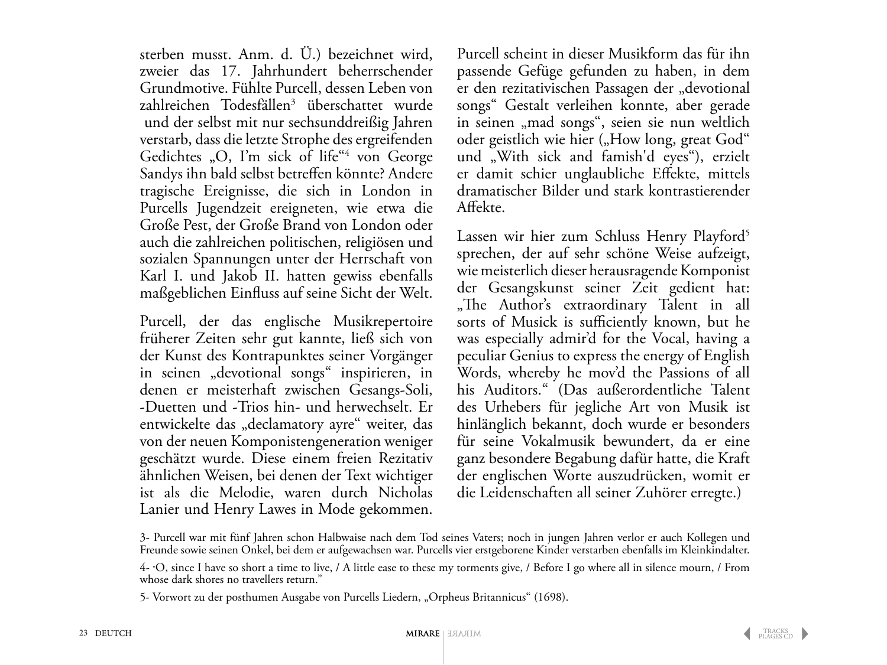sterben musst. Anm. d. Ü.) bezeichnet wird, zweier das 17. Jahrhundert beherrschender Grundmotive. Fühlte Purcell, dessen Leben von zahlreichen Todesfällen[3] überschattet wurde und der selbst mit nur sechsunddreißig Jahren verstarb, dass die letzte Strophe des ergreifenden Gedichtes „O, I'm sick of life"[4] von George Sandys ihn bald selbst betreffen könnte? Andere tragische Ereignisse, die sich in London in Purcells Jugendzeit ereigneten, wie etwa die Große Pest, der Große Brand von London oder auch die zahlreichen politischen, religiösen und sozialen Spannungen unter der Herrschaft von Karl I. und Jakob II. hatten gewiss ebenfalls maßgeblichen Einfluss auf seine Sicht der Welt.

Purcell, der das englische Musikrepertoire früherer Zeiten sehr gut kannte, ließ sich von der Kunst des Kontrapunktes seiner Vorgänger in seinen „devotional songs" inspirieren, in denen er meisterhaft zwischen Gesangs-Soli, -Duetten und -Trios hin- und herwechselt. Er entwickelte das „declamatory ayre" weiter, das von der neuen Komponistengeneration weniger geschätzt wurde. Diese einem freien Rezitativ ähnlichen Weisen, bei denen der Text wichtiger ist als die Melodie, waren durch Nicholas Lanier und Henry Lawes in Mode gekommen. Purcell scheint in dieser Musikform das für ihn passende Gefüge gefunden zu haben, in dem er den rezitativischen Passagen der „devotional songs" Gestalt verleihen konnte, aber gerade in seinen „mad songs", seien sie nun weltlich oder geistlich wie hier („How long, great God" und „With sick and famish'd eyes"), erzielt er damit schier unglaubliche Effekte, mittels dramatischer Bilder und stark kontrastierender Affekte.

Lassen wir hier zum Schluss Henry Playford[5] sprechen, der auf sehr schöne Weise aufzeigt, wie meisterlich dieser herausragende Komponist der Gesangskunst seiner Zeit gedient hat: „The Author's extraordinary Talent in all sorts of Musick is sufficiently known, but he was especially admir'd for the Vocal, having a peculiar Genius to express the energy of English Words, whereby he mov'd the Passions of all his Auditors." (Das außerordentliche Talent des Urhebers für jegliche Art von Musik ist hinlänglich bekannt, doch wurde er besonders für seine Vokalmusik bewundert, da er eine ganz besondere Begabung dafür hatte, die Kraft der englischen Worte auszudrücken, womit er die Leidenschaften all seiner Zuhörer erregte.)

3- Purcell war mit fünf Jahren schon Halbwaise nach dem Tod seines Vaters; noch in jungen Jahren verlor er auch Kollegen und Freunde sowie seinen Onkel, bei dem er aufgewachsen war. Purcells vier erstgeborene Kinder verstarben ebenfalls im Kleinkindalter.

4- "O, since I have so short a time to live, / A little ease to these my torments give, / Before I go where all in silence mourn, / From whose dark shores no travellers return."

5- Vorwort zu der posthumen Ausgabe von Purcells Liedern, „Orpheus Britannicus" (1698).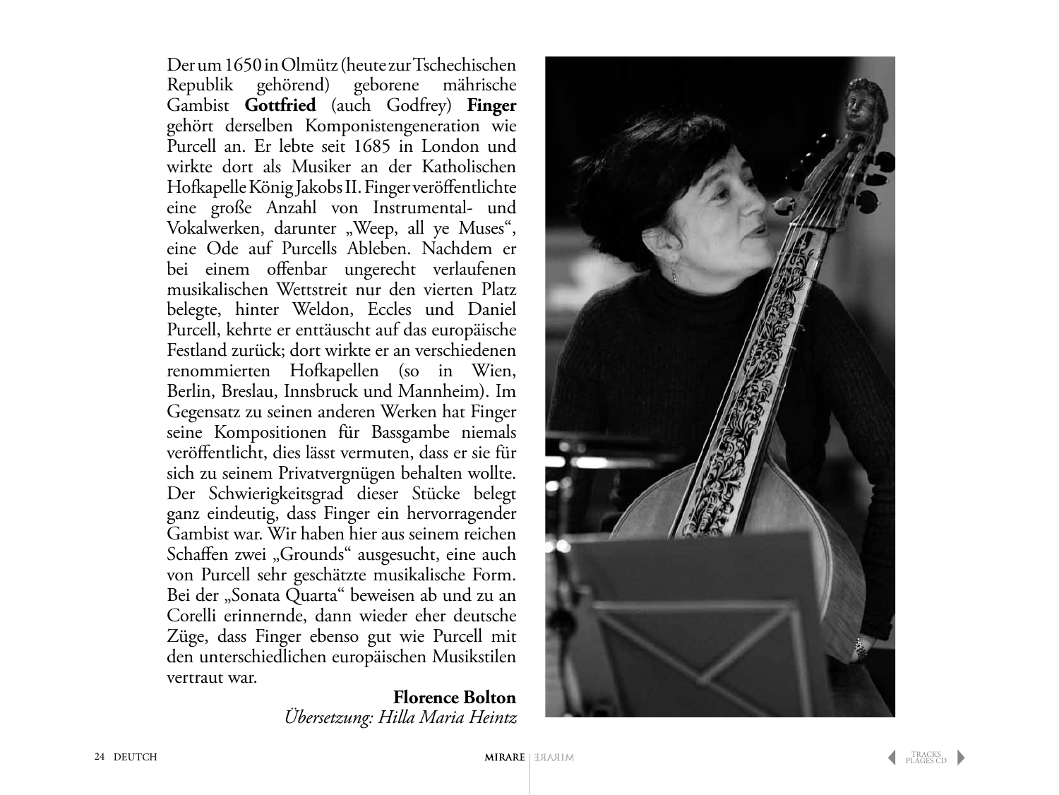Der um 1650 in Olmütz (heute zur Tschechischen Republik gehörend) geborene mährische Gambist **Gottfried** (auch Godfrey) **Finger** gehört derselben Komponistengeneration wie Purcell an. Er lebte seit 1685 in London und wirkte dort als Musiker an der Katholischen Hofkapelle König Jakobs II. Finger veröffentlichte eine große Anzahl von Instrumental- und Vokalwerken, darunter „Weep, all ye Muses", eine Ode auf Purcells Ableben. Nachdem er bei einem offenbar ungerecht verlaufenen musikalischen Wettstreit nur den vierten Platz belegte, hinter Weldon, Eccles und Daniel Purcell, kehrte er enttäuscht auf das europäische Festland zurück; dort wirkte er an verschiedenen renommierten Hofkapellen (so in Wien, Berlin, Breslau, Innsbruck und Mannheim). Im Gegensatz zu seinen anderen Werken hat Finger seine Kompositionen für Bassgambe niemals veröffentlicht, dies lässt vermuten, dass er sie für sich zu seinem Privatvergnügen behalten wollte. Der Schwierigkeitsgrad dieser Stücke belegt ganz eindeutig, dass Finger ein hervorragender Gambist war. Wir haben hier aus seinem reichen Schaffen zwei „Grounds" ausgesucht, eine auch von Purcell sehr geschätzte musikalische Form. Bei der „Sonata Quarta" beweisen ab und zu an Corelli erinnernde, dann wieder eher deutsche Züge, dass Finger ebenso gut wie Purcell mit den unterschiedlichen europäischen Musikstilen vertraut war.

**Florence Bolton**
*Übersetzung: Hilla Maria Heintz*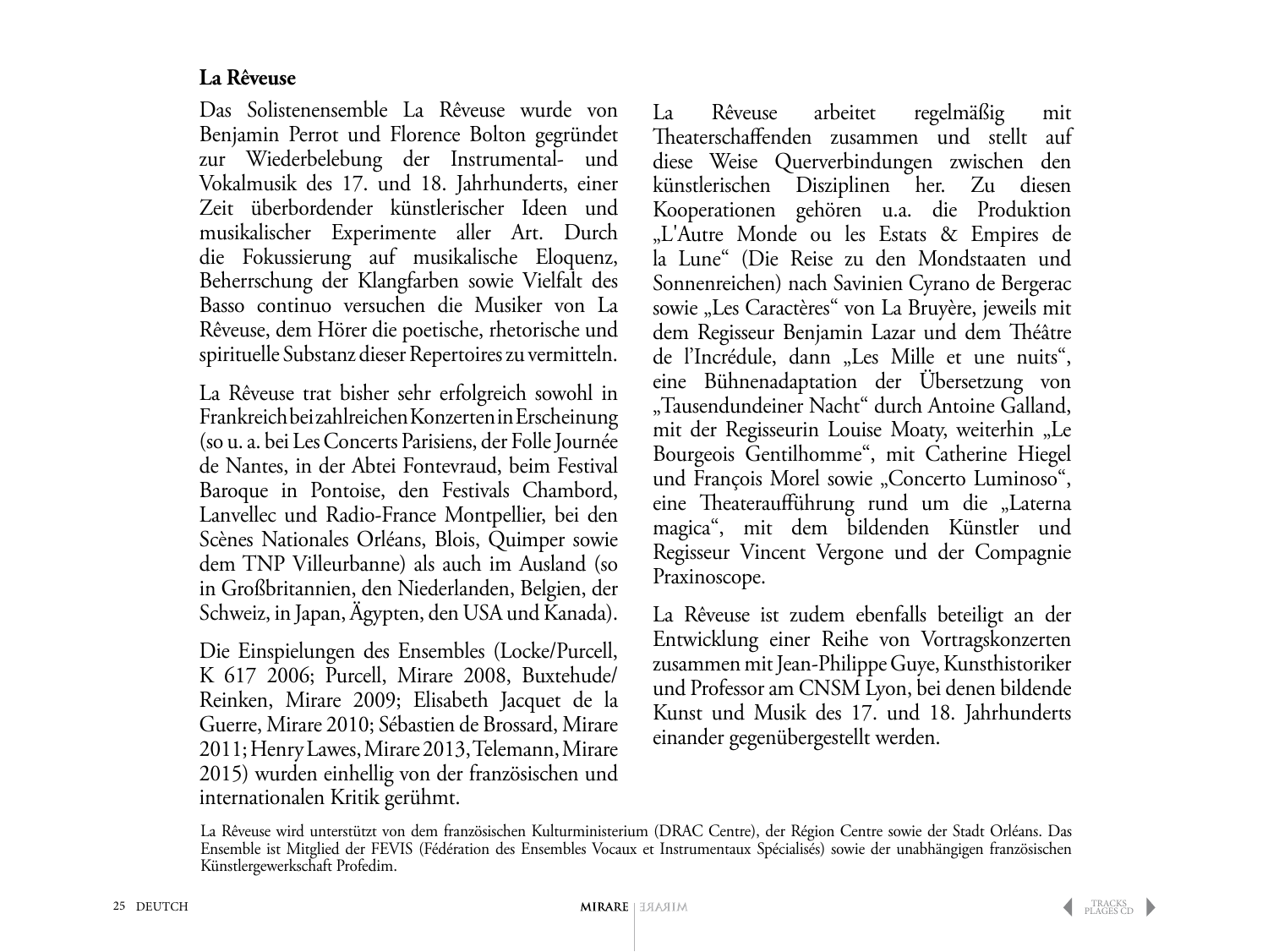**La Rêveuse**

Das Solistenensemble La Rêveuse wurde von Benjamin Perrot und Florence Bolton gegründet zur Wiederbelebung der Instrumental- und Vokalmusik des 17. und 18. Jahrhunderts, einer Zeit überbordender künstlerischer Ideen und musikalischer Experimente aller Art. Durch die Fokussierung auf musikalische Eloquenz, Beherrschung der Klangfarben sowie Vielfalt des Basso continuo versuchen die Musiker von La Rêveuse, dem Hörer die poetische, rhetorische und spirituelle Substanz dieser Repertoires zu vermitteln.

La Rêveuse trat bisher sehr erfolgreich sowohl in Frankreich bei zahlreichen Konzerten in Erscheinung (so u. a. bei Les Concerts Parisiens, der Folle Journée de Nantes, in der Abtei Fontevraud, beim Festival Baroque in Pontoise, den Festivals Chambord, Lanvellec und Radio-France Montpellier, bei den Scènes Nationales Orléans, Blois, Quimper sowie dem TNP Villeurbanne) als auch im Ausland (so in Großbritannien, den Niederlanden, Belgien, der Schweiz, in Japan, Ägypten, den USA und Kanada).

Die Einspielungen des Ensembles (Locke/Purcell, K 617 2006; Purcell, Mirare 2008, Buxtehude/Reinken, Mirare 2009; Elisabeth Jacquet de la Guerre, Mirare 2010; Sébastien de Brossard, Mirare 2011; Henry Lawes, Mirare 2013, Telemann, Mirare 2015) wurden einhellig von der französischen und internationalen Kritik gerühmt.

La Rêveuse arbeitet regelmäßig mit Theaterschaffenden zusammen und stellt auf diese Weise Querverbindungen zwischen den künstlerischen Disziplinen her. Zu diesen Kooperationen gehören u.a. die Produktion „L'Autre Monde ou les Estats & Empires de la Lune" (Die Reise zu den Mondstaaten und Sonnenreichen) nach Savinien Cyrano de Bergerac sowie „Les Caractères" von La Bruyère, jeweils mit dem Regisseur Benjamin Lazar und dem Théâtre de l'Incrédule, dann „Les Mille et une nuits", eine Bühnenadaptation der Übersetzung von „Tausendundeiner Nacht" durch Antoine Galland, mit der Regisseurin Louise Moaty, weiterhin „Le Bourgeois Gentilhomme", mit Catherine Hiegel und François Morel sowie „Concerto Luminoso", eine Theateraufführung rund um die „Laterna magica", mit dem bildenden Künstler und Regisseur Vincent Vergone und der Compagnie Praxinoscope.

La Rêveuse ist zudem ebenfalls beteiligt an der Entwicklung einer Reihe von Vortragskonzerten zusammen mit Jean-Philippe Guye, Kunsthistoriker und Professor am CNSM Lyon, bei denen bildende Kunst und Musik des 17. und 18. Jahrhunderts einander gegenübergestellt werden.

La Rêveuse wird unterstützt von dem französischen Kulturministerium (DRAC Centre), der Région Centre sowie der Stadt Orléans. Das Ensemble ist Mitglied der FEVIS (Fédération des Ensembles Vocaux et Instrumentaux Spécialisés) sowie der unabhängigen französischen Künstlergewerkschaft Profedim.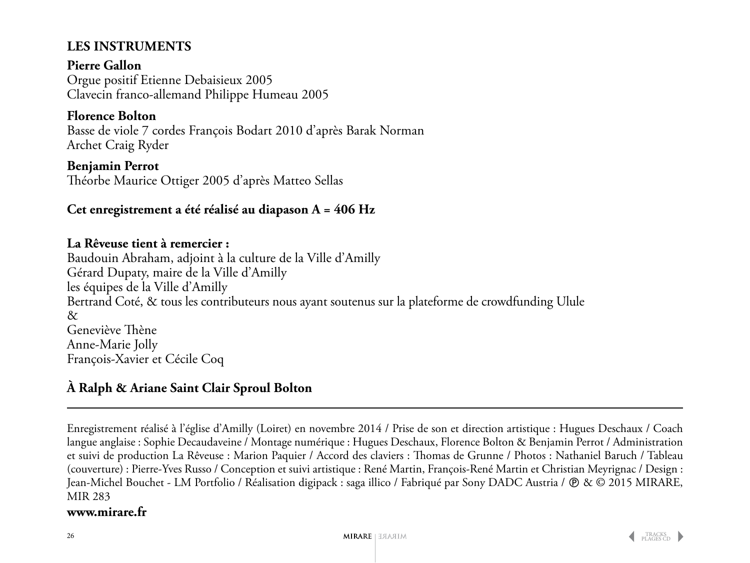## LES INSTRUMENTS

**Pierre Gallon**
Orgue positif Etienne Debaisieux 2005
Clavecin franco-allemand Philippe Humeau 2005

**Florence Bolton**
Basse de viole 7 cordes François Bodart 2010 d'après Barak Norman
Archet Craig Ryder

**Benjamin Perrot**
Théorbe Maurice Ottiger 2005 d'après Matteo Sellas

**Cet enregistrement a été réalisé au diapason A = 406 Hz**

**La Rêveuse tient à remercier :**
Baudouin Abraham, adjoint à la culture de la Ville d'Amilly
Gérard Dupaty, maire de la Ville d'Amilly
les équipes de la Ville d'Amilly
Bertrand Coté, & tous les contributeurs nous ayant soutenus sur la plateforme de crowdfunding Ulule
&
Geneviève Thène
Anne-Marie Jolly
François-Xavier et Cécile Coq

**À Ralph & Ariane Saint Clair Sproul Bolton**

---

Enregistrement réalisé à l'église d'Amilly (Loiret) en novembre 2014 / Prise de son et direction artistique : Hugues Deschaux / Coach langue anglaise : Sophie Decaudaveine / Montage numérique : Hugues Deschaux, Florence Bolton & Benjamin Perrot / Administration et suivi de production La Rêveuse : Marion Paquier / Accord des claviers : Thomas de Grunne / Photos : Nathaniel Baruch / Tableau (couverture) : Pierre-Yves Russo / Conception et suivi artistique : René Martin, François-René Martin et Christian Meyrignac / Design : Jean-Michel Bouchet - LM Portfolio / Réalisation digipack : saga illico / Fabriqué par Sony DADC Austria / ℗ & © 2015 MIRARE, MIR 283

**www.mirare.fr**